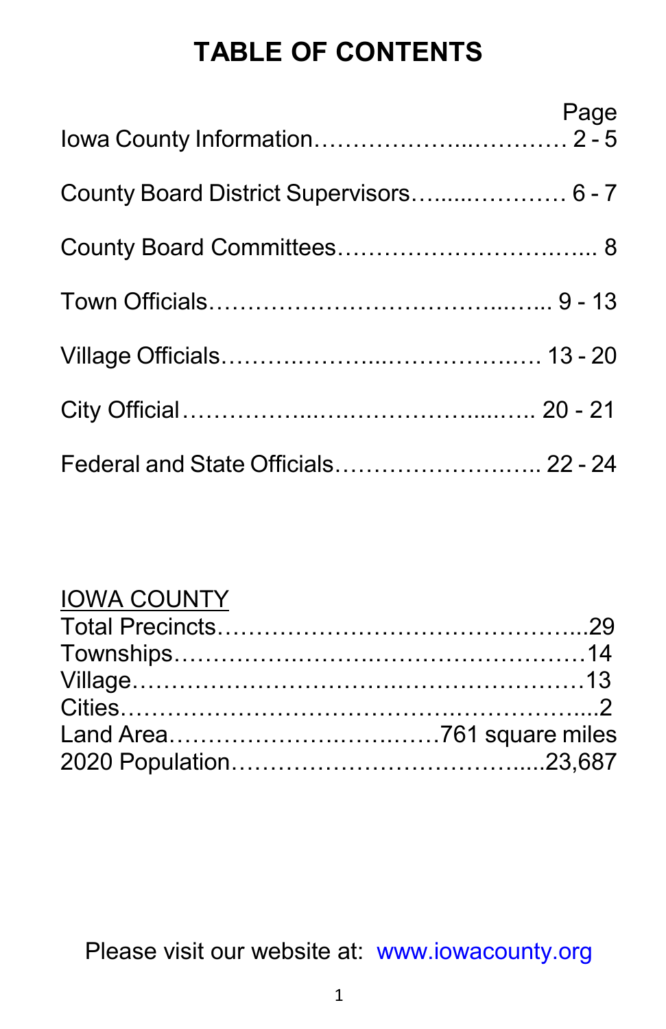# TABLE OF CONTENTS

| | Page |
|---|---|
| Iowa County Information | 2 - 5 |
| County Board District Supervisors | 6 - 7 |
| County Board Committees | 8 |
| Town Officials | 9 - 13 |
| Village Officials | 13 - 20 |
| City Official | 20 - 21 |
| Federal and State Officials | 22 - 24 |

<u>IOWA COUNTY</u>

| | |
|---|---|
| Total Precincts | 29 |
| Townships | 14 |
| Village | 13 |
| Cities | 2 |
| Land Area | 761 square miles |
| 2020 Population | 23,687 |

Please visit our website at: www.iowacounty.org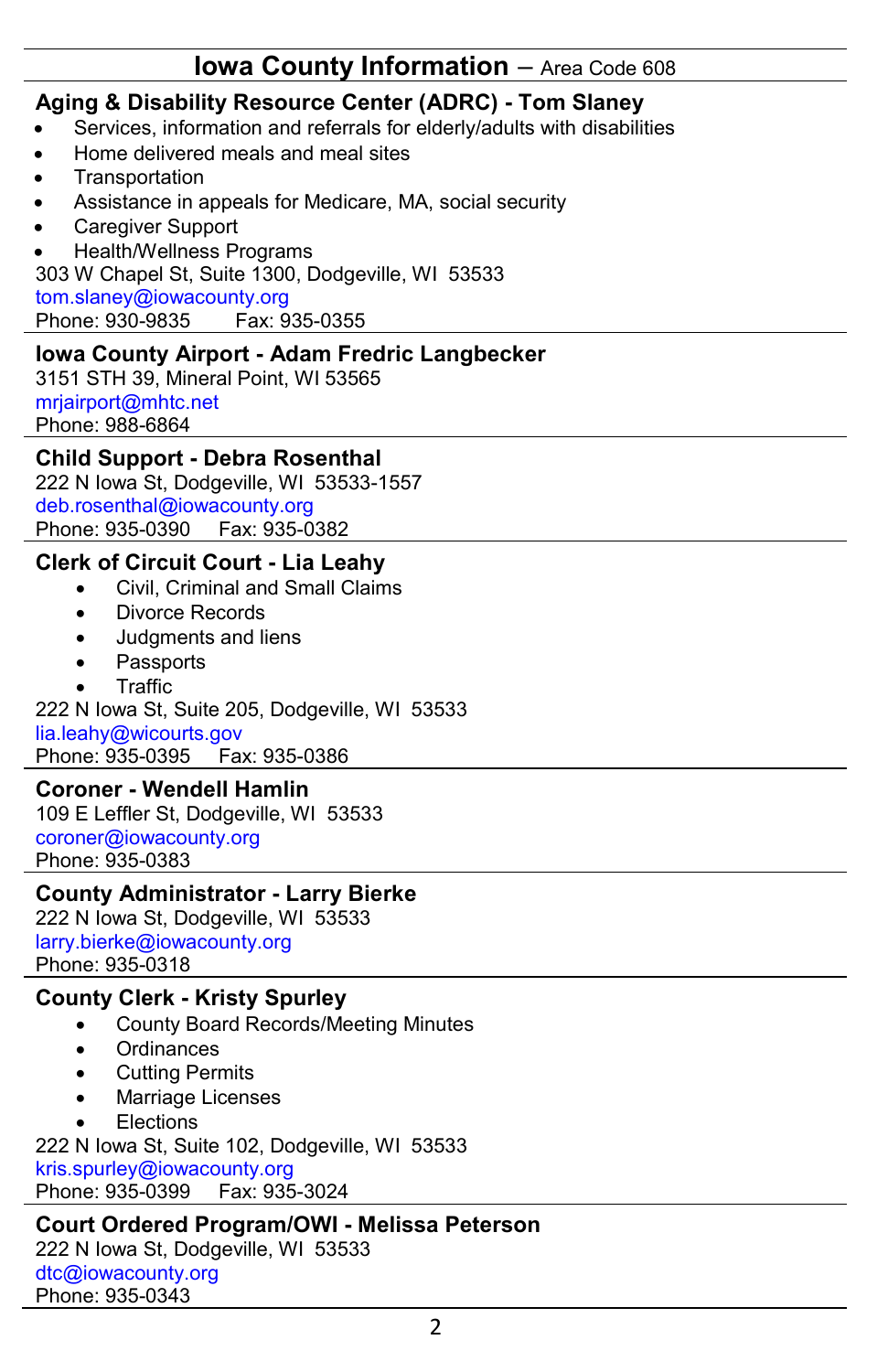# Iowa County Information – Area Code 608

## Aging & Disability Resource Center (ADRC) - Tom Slaney

- Services, information and referrals for elderly/adults with disabilities
- Home delivered meals and meal sites
- Transportation
- Assistance in appeals for Medicare, MA, social security
- Caregiver Support
- Health/Wellness Programs

303 W Chapel St, Suite 1300, Dodgeville, WI 53533
tom.slaney@iowacounty.org
Phone: 930-9835 Fax: 935-0355

## Iowa County Airport - Adam Fredric Langbecker

3151 STH 39, Mineral Point, WI 53565
mrjairport@mhtc.net
Phone: 988-6864

## Child Support - Debra Rosenthal

222 N Iowa St, Dodgeville, WI 53533-1557
deb.rosenthal@iowacounty.org
Phone: 935-0390 Fax: 935-0382

## Clerk of Circuit Court - Lia Leahy

- Civil, Criminal and Small Claims
- Divorce Records
- Judgments and liens
- Passports
- Traffic

222 N Iowa St, Suite 205, Dodgeville, WI 53533
lia.leahy@wicourts.gov
Phone: 935-0395 Fax: 935-0386

## Coroner - Wendell Hamlin

109 E Leffler St, Dodgeville, WI 53533
coroner@iowacounty.org
Phone: 935-0383

## County Administrator - Larry Bierke

222 N Iowa St, Dodgeville, WI 53533
larry.bierke@iowacounty.org
Phone: 935-0318

## County Clerk - Kristy Spurley

- County Board Records/Meeting Minutes
- Ordinances
- Cutting Permits
- Marriage Licenses
- Elections

222 N Iowa St, Suite 102, Dodgeville, WI 53533
kris.spurley@iowacounty.org
Phone: 935-0399 Fax: 935-3024

## Court Ordered Program/OWI - Melissa Peterson

222 N Iowa St, Dodgeville, WI 53533
dtc@iowacounty.org
Phone: 935-0343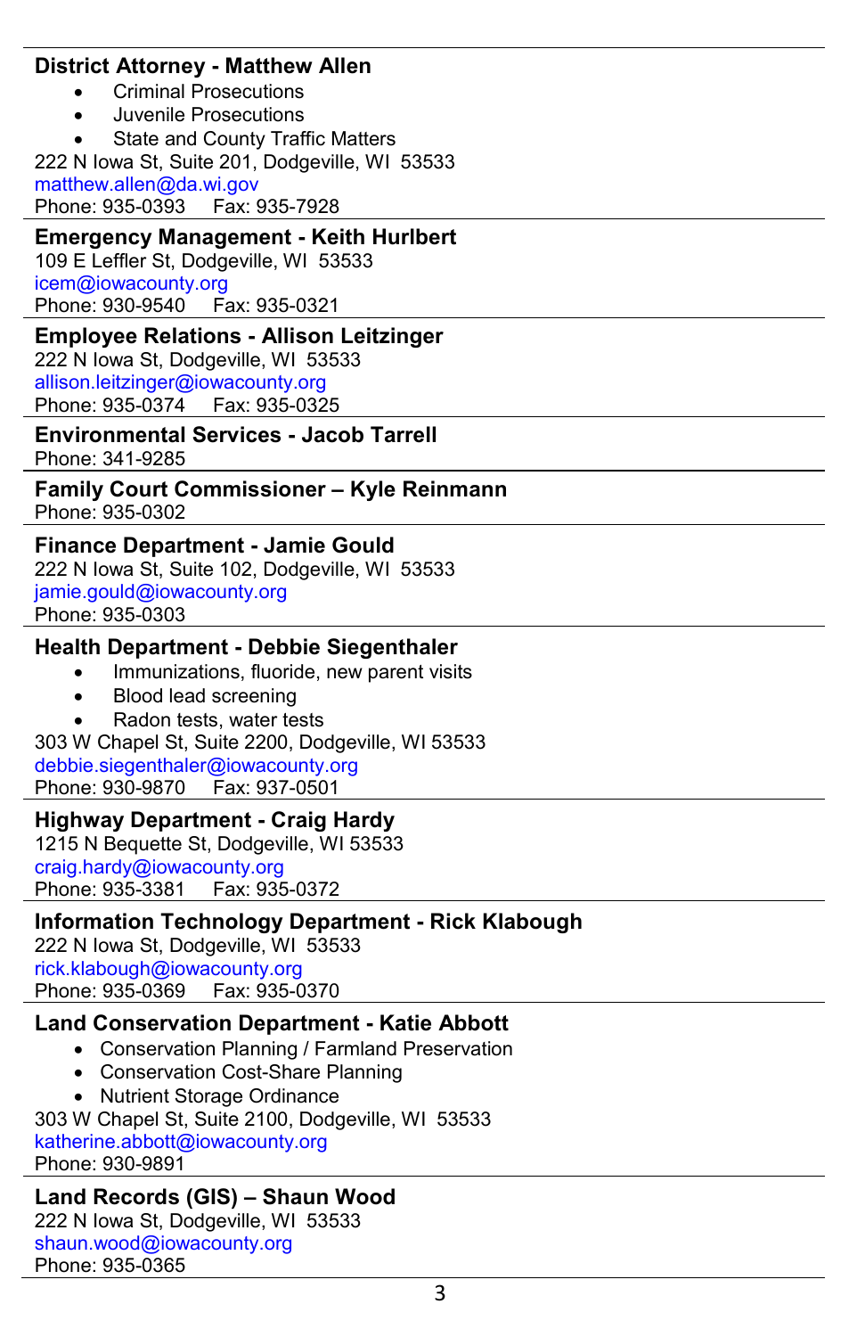**District Attorney - Matthew Allen**

- Criminal Prosecutions
- Juvenile Prosecutions
- State and County Traffic Matters

222 N Iowa St, Suite 201, Dodgeville, WI 53533
matthew.allen@da.wi.gov
Phone: 935-0393 Fax: 935-7928

---

**Emergency Management - Keith Hurlbert**

109 E Leffler St, Dodgeville, WI 53533
icem@iowacounty.org
Phone: 930-9540 Fax: 935-0321

---

**Employee Relations - Allison Leitzinger**

222 N Iowa St, Dodgeville, WI 53533
allison.leitzinger@iowacounty.org
Phone: 935-0374 Fax: 935-0325

---

**Environmental Services - Jacob Tarrell**

Phone: 341-9285

---

**Family Court Commissioner – Kyle Reinmann**

Phone: 935-0302

---

**Finance Department - Jamie Gould**

222 N Iowa St, Suite 102, Dodgeville, WI 53533
jamie.gould@iowacounty.org
Phone: 935-0303

---

**Health Department - Debbie Siegenthaler**

- Immunizations, fluoride, new parent visits
- Blood lead screening
- Radon tests, water tests

303 W Chapel St, Suite 2200, Dodgeville, WI 53533
debbie.siegenthaler@iowacounty.org
Phone: 930-9870 Fax: 937-0501

---

**Highway Department - Craig Hardy**

1215 N Bequette St, Dodgeville, WI 53533
craig.hardy@iowacounty.org
Phone: 935-3381 Fax: 935-0372

---

**Information Technology Department - Rick Klabough**

222 N Iowa St, Dodgeville, WI 53533
rick.klabough@iowacounty.org
Phone: 935-0369 Fax: 935-0370

---

**Land Conservation Department - Katie Abbott**

- Conservation Planning / Farmland Preservation
- Conservation Cost-Share Planning
- Nutrient Storage Ordinance

303 W Chapel St, Suite 2100, Dodgeville, WI 53533
katherine.abbott@iowacounty.org
Phone: 930-9891

---

**Land Records (GIS) – Shaun Wood**

222 N Iowa St, Dodgeville, WI 53533
shaun.wood@iowacounty.org
Phone: 935-0365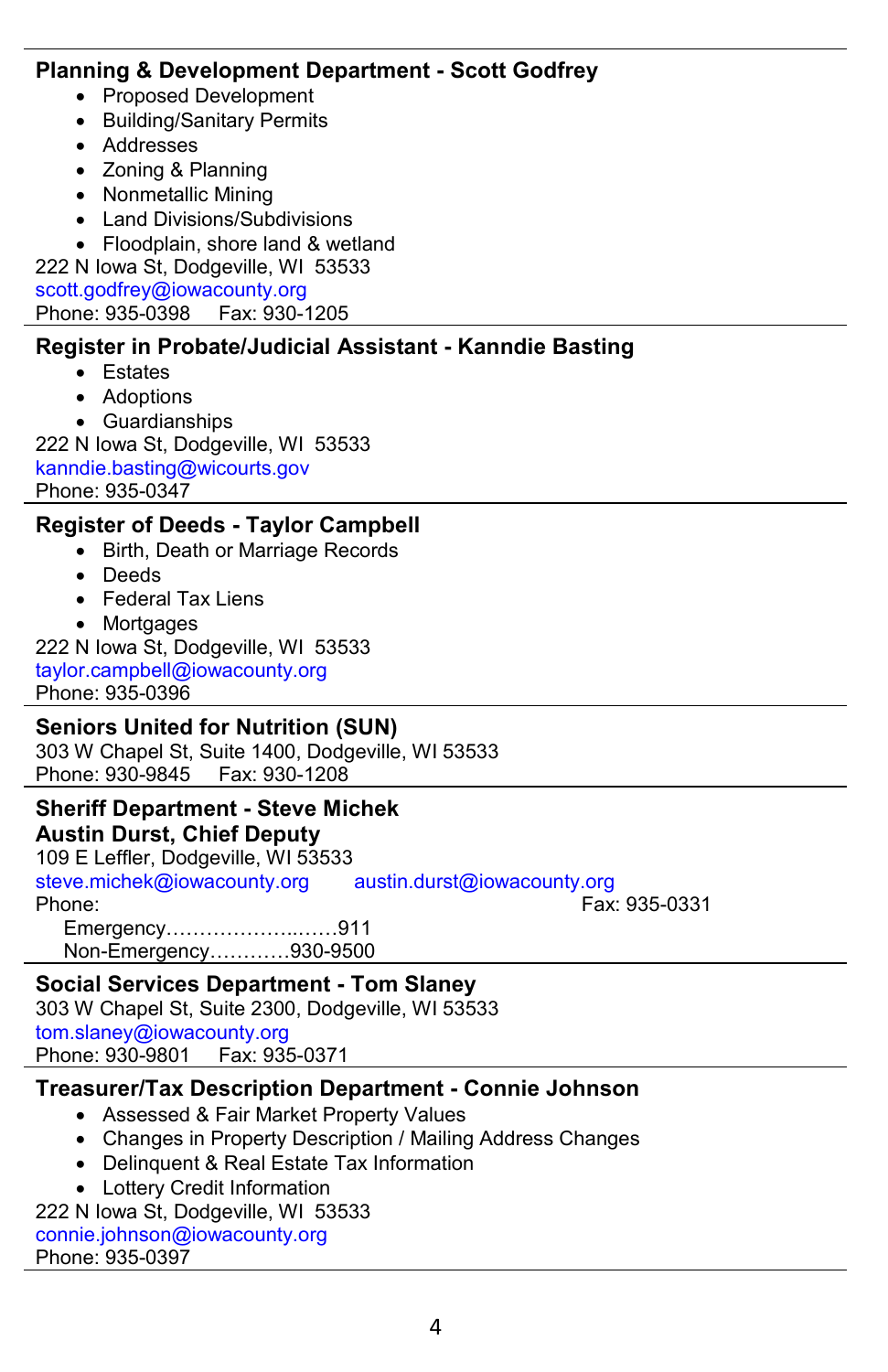**Planning & Development Department - Scott Godfrey**

- Proposed Development
- Building/Sanitary Permits
- Addresses
- Zoning & Planning
- Nonmetallic Mining
- Land Divisions/Subdivisions
- Floodplain, shore land & wetland

222 N Iowa St, Dodgeville, WI 53533
scott.godfrey@iowacounty.org
Phone: 935-0398 Fax: 930-1205

---

**Register in Probate/Judicial Assistant - Kanndie Basting**

- Estates
- Adoptions
- Guardianships

222 N Iowa St, Dodgeville, WI 53533
kanndie.basting@wicourts.gov
Phone: 935-0347

---

**Register of Deeds - Taylor Campbell**

- Birth, Death or Marriage Records
- Deeds
- Federal Tax Liens
- Mortgages

222 N Iowa St, Dodgeville, WI 53533
taylor.campbell@iowacounty.org
Phone: 935-0396

---

**Seniors United for Nutrition (SUN)**
303 W Chapel St, Suite 1400, Dodgeville, WI 53533
Phone: 930-9845 Fax: 930-1208

---

**Sheriff Department - Steve Michek**
**Austin Durst, Chief Deputy**
109 E Leffler, Dodgeville, WI 53533
steve.michek@iowacounty.org austin.durst@iowacounty.org
Phone: Fax: 935-0331
Emergency……………………..……911
Non-Emergency…………930-9500

---

**Social Services Department - Tom Slaney**
303 W Chapel St, Suite 2300, Dodgeville, WI 53533
tom.slaney@iowacounty.org
Phone: 930-9801 Fax: 935-0371

---

**Treasurer/Tax Description Department - Connie Johnson**

- Assessed & Fair Market Property Values
- Changes in Property Description / Mailing Address Changes
- Delinquent & Real Estate Tax Information
- Lottery Credit Information

222 N Iowa St, Dodgeville, WI 53533
connie.johnson@iowacounty.org
Phone: 935-0397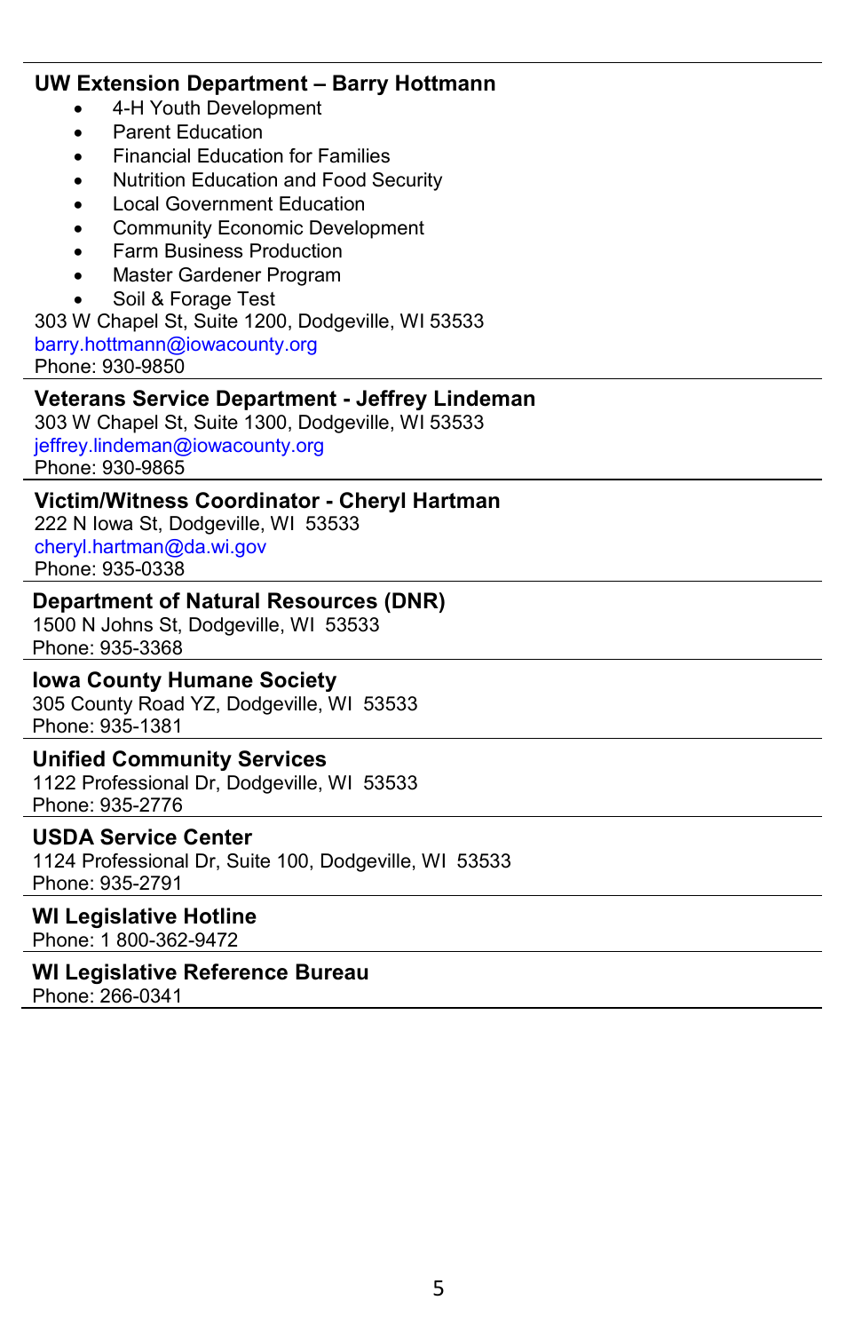**UW Extension Department – Barry Hottmann**

- 4-H Youth Development
- Parent Education
- Financial Education for Families
- Nutrition Education and Food Security
- Local Government Education
- Community Economic Development
- Farm Business Production
- Master Gardener Program
- Soil & Forage Test

303 W Chapel St, Suite 1200, Dodgeville, WI 53533
barry.hottmann@iowacounty.org
Phone: 930-9850

---

**Veterans Service Department - Jeffrey Lindeman**
303 W Chapel St, Suite 1300, Dodgeville, WI 53533
jeffrey.lindeman@iowacounty.org
Phone: 930-9865

---

**Victim/Witness Coordinator - Cheryl Hartman**
222 N Iowa St, Dodgeville, WI 53533
cheryl.hartman@da.wi.gov
Phone: 935-0338

---

**Department of Natural Resources (DNR)**
1500 N Johns St, Dodgeville, WI 53533
Phone: 935-3368

---

**Iowa County Humane Society**
305 County Road YZ, Dodgeville, WI 53533
Phone: 935-1381

---

**Unified Community Services**
1122 Professional Dr, Dodgeville, WI 53533
Phone: 935-2776

---

**USDA Service Center**
1124 Professional Dr, Suite 100, Dodgeville, WI 53533
Phone: 935-2791

---

**WI Legislative Hotline**
Phone: 1 800-362-9472

---

**WI Legislative Reference Bureau**
Phone: 266-0341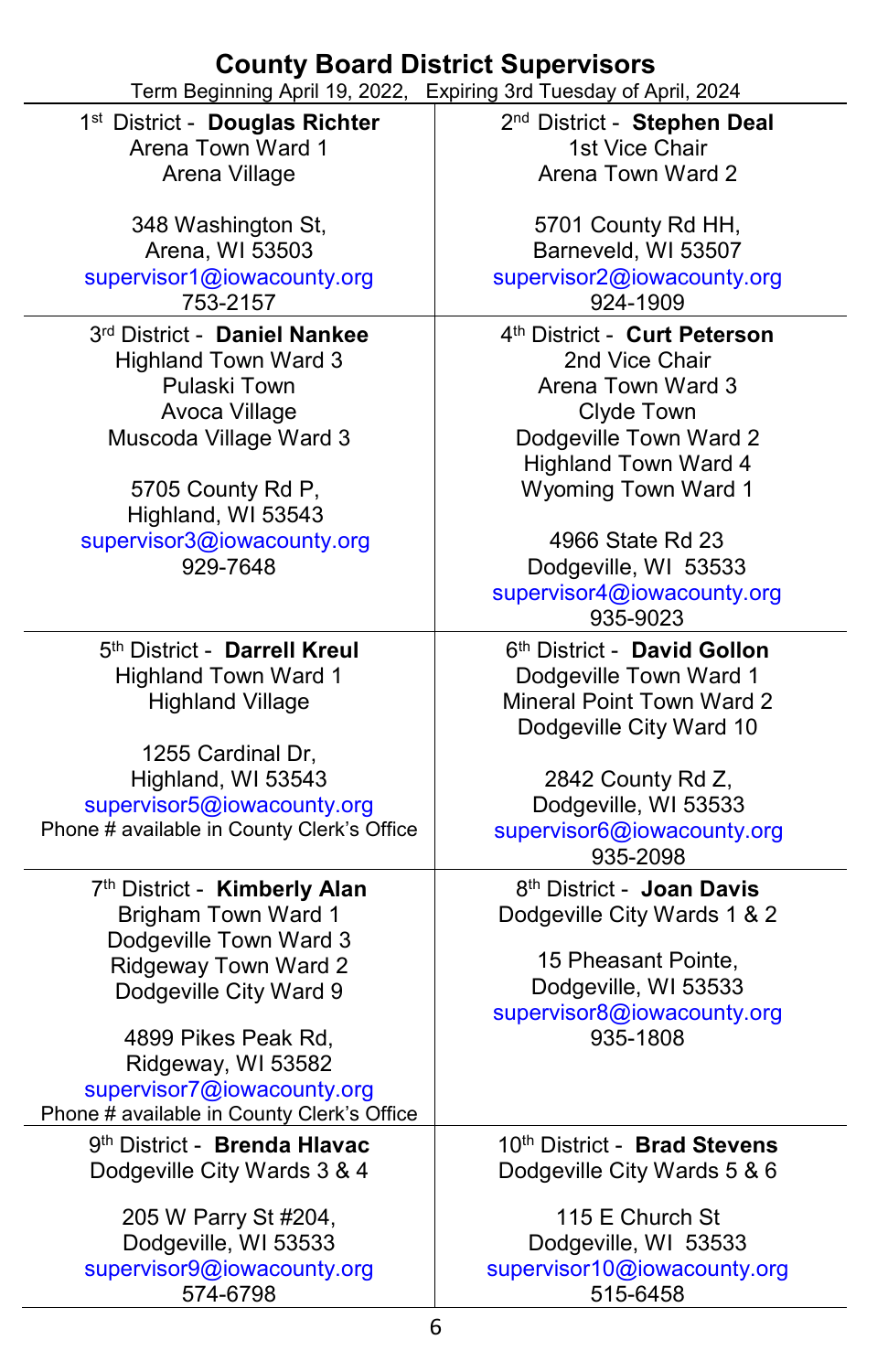# County Board District Supervisors

Term Beginning April 19, 2022, Expiring 3rd Tuesday of April, 2024

1st District - **Douglas Richter**
Arena Town Ward 1
Arena Village

348 Washington St,
Arena, WI 53503
supervisor1@iowacounty.org
753-2157

2nd District - **Stephen Deal**
1st Vice Chair
Arena Town Ward 2

5701 County Rd HH,
Barneveld, WI 53507
supervisor2@iowacounty.org
924-1909

3rd District - **Daniel Nankee**
Highland Town Ward 3
Pulaski Town
Avoca Village
Muscoda Village Ward 3

5705 County Rd P,
Highland, WI 53543
supervisor3@iowacounty.org
929-7648

4th District - **Curt Peterson**
2nd Vice Chair
Arena Town Ward 3
Clyde Town
Dodgeville Town Ward 2
Highland Town Ward 4
Wyoming Town Ward 1

4966 State Rd 23
Dodgeville, WI 53533
supervisor4@iowacounty.org
935-9023

5th District - **Darrell Kreul**
Highland Town Ward 1
Highland Village

1255 Cardinal Dr,
Highland, WI 53543
supervisor5@iowacounty.org
Phone # available in County Clerk's Office

6th District - **David Gollon**
Dodgeville Town Ward 1
Mineral Point Town Ward 2
Dodgeville City Ward 10

2842 County Rd Z,
Dodgeville, WI 53533
supervisor6@iowacounty.org
935-2098

7th District - **Kimberly Alan**
Brigham Town Ward 1
Dodgeville Town Ward 3
Ridgeway Town Ward 2
Dodgeville City Ward 9

4899 Pikes Peak Rd,
Ridgeway, WI 53582
supervisor7@iowacounty.org
Phone # available in County Clerk's Office

8th District - **Joan Davis**
Dodgeville City Wards 1 & 2

15 Pheasant Pointe,
Dodgeville, WI 53533
supervisor8@iowacounty.org
935-1808

9th District - **Brenda Hlavac**
Dodgeville City Wards 3 & 4

205 W Parry St #204,
Dodgeville, WI 53533
supervisor9@iowacounty.org
574-6798

10th District - **Brad Stevens**
Dodgeville City Wards 5 & 6

115 E Church St
Dodgeville, WI 53533
supervisor10@iowacounty.org
515-6458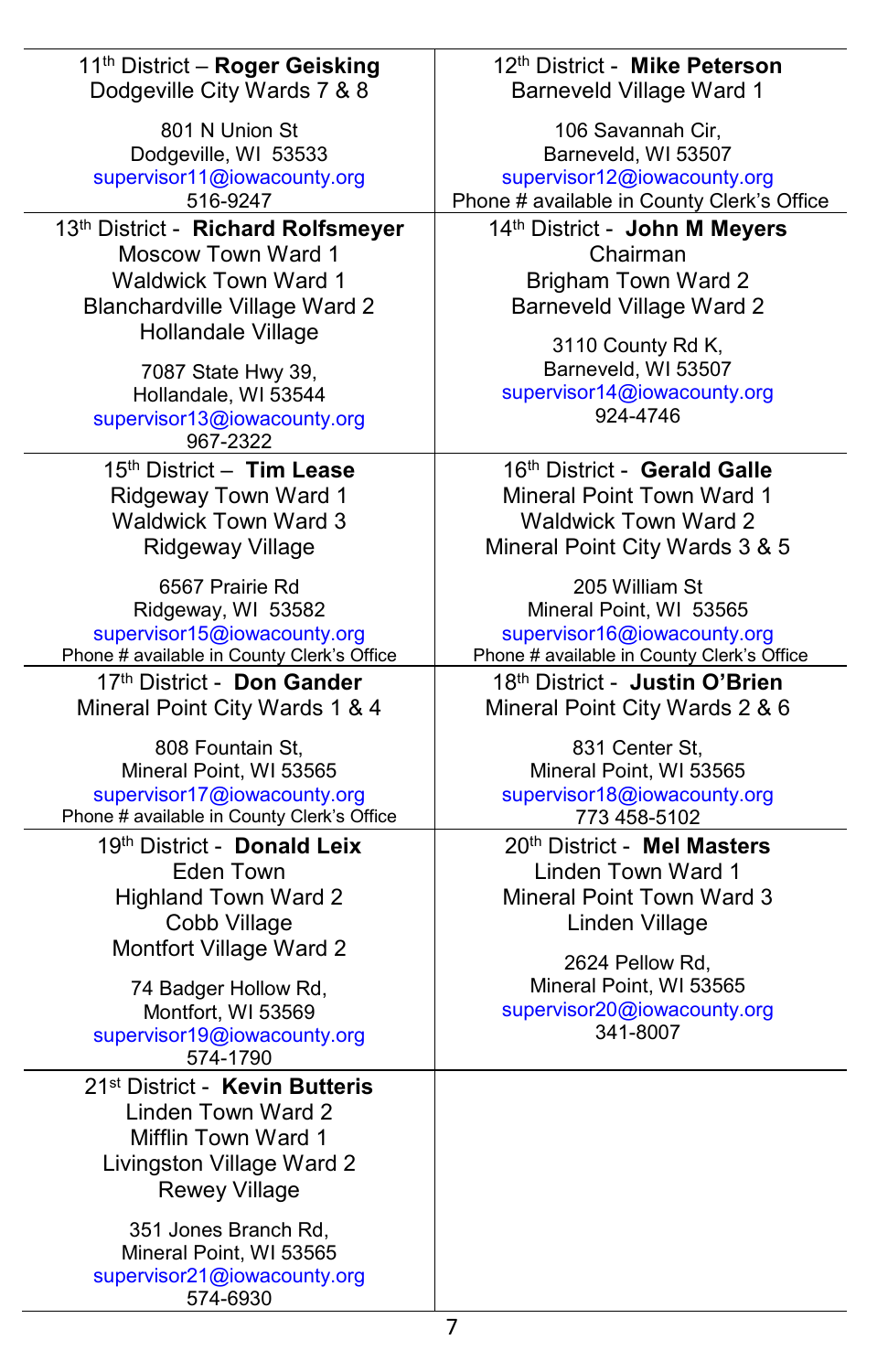| | |
|---|---|
| 11th District – **Roger Geisking**<br>Dodgeville City Wards 7 & 8<br><br>801 N Union St<br>Dodgeville, WI 53533<br>supervisor11@iowacounty.org<br>516-9247 | 12th District - **Mike Peterson**<br>Barneveld Village Ward 1<br><br>106 Savannah Cir,<br>Barneveld, WI 53507<br>supervisor12@iowacounty.org<br>Phone # available in County Clerk's Office |
| 13th District - **Richard Rolfsmeyer**<br>Moscow Town Ward 1<br>Waldwick Town Ward 1<br>Blanchardville Village Ward 2<br>Hollandale Village<br><br>7087 State Hwy 39,<br>Hollandale, WI 53544<br>supervisor13@iowacounty.org<br>967-2322 | 14th District - **John M Meyers**<br>Chairman<br>Brigham Town Ward 2<br>Barneveld Village Ward 2<br><br>3110 County Rd K,<br>Barneveld, WI 53507<br>supervisor14@iowacounty.org<br>924-4746 |
| 15th District – **Tim Lease**<br>Ridgeway Town Ward 1<br>Waldwick Town Ward 3<br>Ridgeway Village<br><br>6567 Prairie Rd<br>Ridgeway, WI 53582<br>supervisor15@iowacounty.org<br>Phone # available in County Clerk's Office | 16th District - **Gerald Galle**<br>Mineral Point Town Ward 1<br>Waldwick Town Ward 2<br>Mineral Point City Wards 3 & 5<br><br>205 William St<br>Mineral Point, WI 53565<br>supervisor16@iowacounty.org<br>Phone # available in County Clerk's Office |
| 17th District - **Don Gander**<br>Mineral Point City Wards 1 & 4<br><br>808 Fountain St,<br>Mineral Point, WI 53565<br>supervisor17@iowacounty.org<br>Phone # available in County Clerk's Office | 18th District - **Justin O'Brien**<br>Mineral Point City Wards 2 & 6<br><br>831 Center St,<br>Mineral Point, WI 53565<br>supervisor18@iowacounty.org<br>773 458-5102 |
| 19th District - **Donald Leix**<br>Eden Town<br>Highland Town Ward 2<br>Cobb Village<br>Montfort Village Ward 2<br><br>74 Badger Hollow Rd,<br>Montfort, WI 53569<br>supervisor19@iowacounty.org<br>574-1790 | 20th District - **Mel Masters**<br>Linden Town Ward 1<br>Mineral Point Town Ward 3<br>Linden Village<br><br>2624 Pellow Rd,<br>Mineral Point, WI 53565<br>supervisor20@iowacounty.org<br>341-8007 |
| 21st District - **Kevin Butteris**<br>Linden Town Ward 2<br>Mifflin Town Ward 1<br>Livingston Village Ward 2<br>Rewey Village<br><br>351 Jones Branch Rd,<br>Mineral Point, WI 53565<br>supervisor21@iowacounty.org<br>574-6930 | |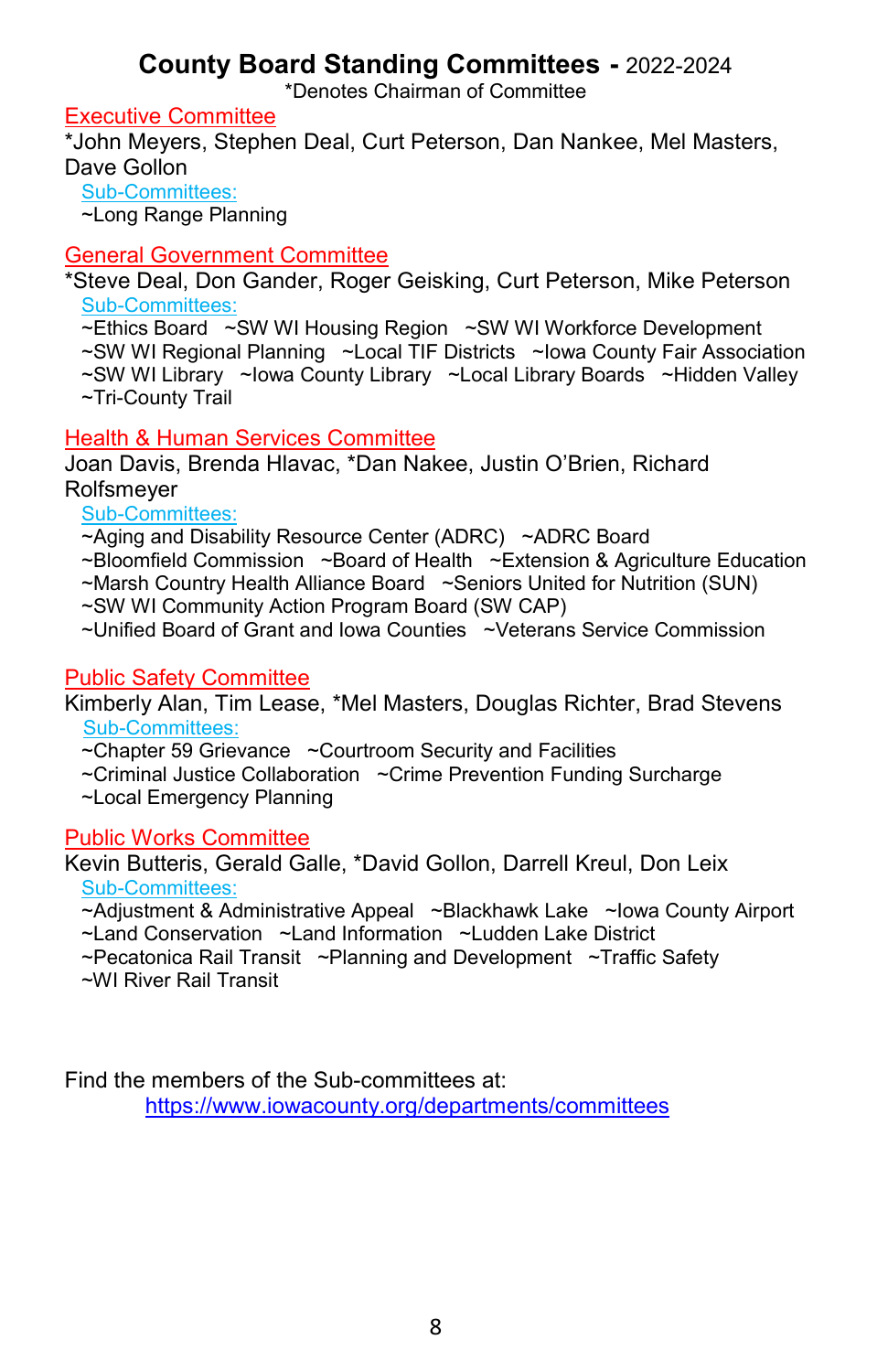# County Board Standing Committees - 2022-2024

*Denotes Chairman of Committee

## Executive Committee

*John Meyers, Stephen Deal, Curt Peterson, Dan Nankee, Mel Masters, Dave Gollon

Sub-Committees:

~Long Range Planning

## General Government Committee

*Steve Deal, Don Gander, Roger Geisking, Curt Peterson, Mike Peterson

Sub-Committees:

~Ethics Board ~SW WI Housing Region ~SW WI Workforce Development ~SW WI Regional Planning ~Local TIF Districts ~Iowa County Fair Association ~SW WI Library ~Iowa County Library ~Local Library Boards ~Hidden Valley ~Tri-County Trail

## Health & Human Services Committee

Joan Davis, Brenda Hlavac, *Dan Nakee, Justin O'Brien, Richard Rolfsmeyer

Sub-Committees:

~Aging and Disability Resource Center (ADRC) ~ADRC Board ~Bloomfield Commission ~Board of Health ~Extension & Agriculture Education ~Marsh Country Health Alliance Board ~Seniors United for Nutrition (SUN) ~SW WI Community Action Program Board (SW CAP) ~Unified Board of Grant and Iowa Counties ~Veterans Service Commission

## Public Safety Committee

Kimberly Alan, Tim Lease, *Mel Masters, Douglas Richter, Brad Stevens

Sub-Committees:

~Chapter 59 Grievance ~Courtroom Security and Facilities ~Criminal Justice Collaboration ~Crime Prevention Funding Surcharge ~Local Emergency Planning

## Public Works Committee

Kevin Butteris, Gerald Galle, *David Gollon, Darrell Kreul, Don Leix

Sub-Committees:

~Adjustment & Administrative Appeal ~Blackhawk Lake ~Iowa County Airport ~Land Conservation ~Land Information ~Ludden Lake District ~Pecatonica Rail Transit ~Planning and Development ~Traffic Safety ~WI River Rail Transit

Find the members of the Sub-committees at:
https://www.iowacounty.org/departments/committees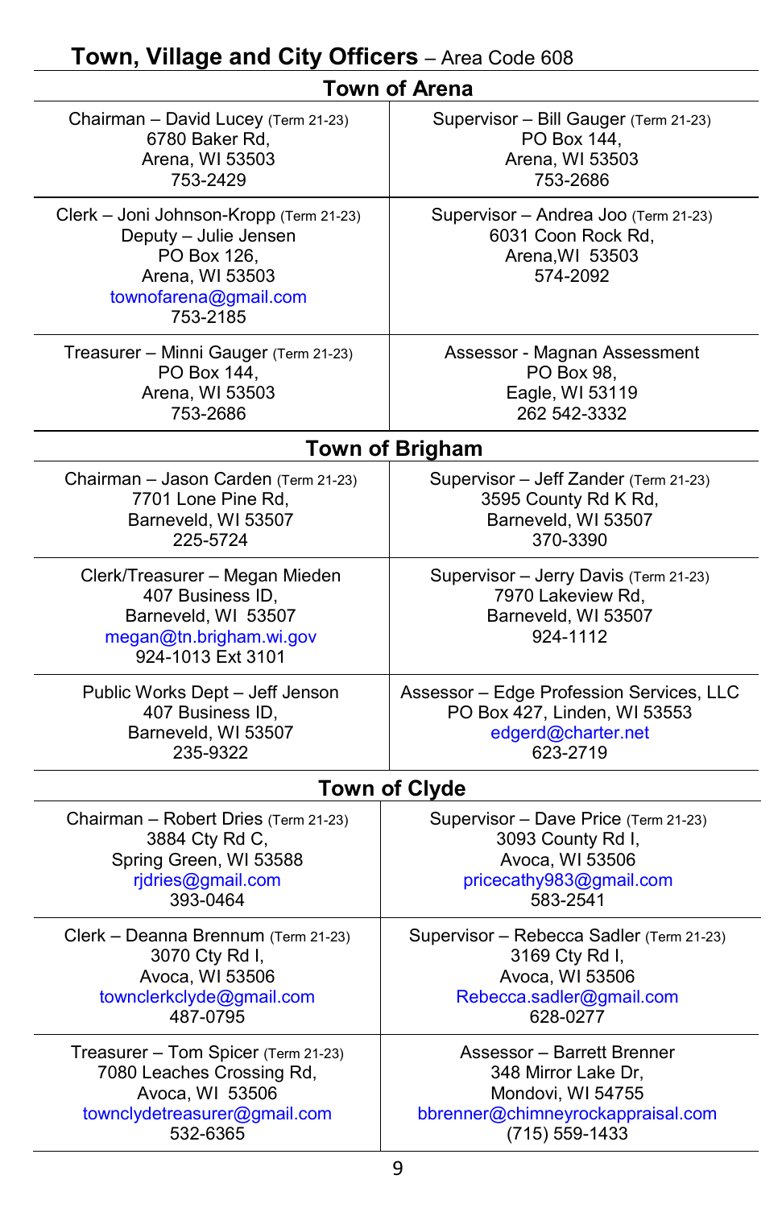# Town, Village and City Officers – Area Code 608

## Town of Arena

| | |
|---|---|
| Chairman – David Lucey (Term 21-23)<br>6780 Baker Rd,<br>Arena, WI 53503<br>753-2429 | Supervisor – Bill Gauger (Term 21-23)<br>PO Box 144,<br>Arena, WI 53503<br>753-2686 |
| Clerk – Joni Johnson-Kropp (Term 21-23)<br>Deputy – Julie Jensen<br>PO Box 126,<br>Arena, WI 53503<br>townofarena@gmail.com<br>753-2185 | Supervisor – Andrea Joo (Term 21-23)<br>6031 Coon Rock Rd,<br>Arena,WI 53503<br>574-2092 |
| Treasurer – Minni Gauger (Term 21-23)<br>PO Box 144,<br>Arena, WI 53503<br>753-2686 | Assessor - Magnan Assessment<br>PO Box 98,<br>Eagle, WI 53119<br>262 542-3332 |

## Town of Brigham

| | |
|---|---|
| Chairman – Jason Carden (Term 21-23)<br>7701 Lone Pine Rd,<br>Barneveld, WI 53507<br>225-5724 | Supervisor – Jeff Zander (Term 21-23)<br>3595 County Rd K Rd,<br>Barneveld, WI 53507<br>370-3390 |
| Clerk/Treasurer – Megan Mieden<br>407 Business ID,<br>Barneveld, WI 53507<br>megan@tn.brigham.wi.gov<br>924-1013 Ext 3101 | Supervisor – Jerry Davis (Term 21-23)<br>7970 Lakeview Rd,<br>Barneveld, WI 53507<br>924-1112 |
| Public Works Dept – Jeff Jenson<br>407 Business ID,<br>Barneveld, WI 53507<br>235-9322 | Assessor – Edge Profession Services, LLC<br>PO Box 427, Linden, WI 53553<br>edgerd@charter.net<br>623-2719 |

## Town of Clyde

| | |
|---|---|
| Chairman – Robert Dries (Term 21-23)<br>3884 Cty Rd C,<br>Spring Green, WI 53588<br>rjdries@gmail.com<br>393-0464 | Supervisor – Dave Price (Term 21-23)<br>3093 County Rd I,<br>Avoca, WI 53506<br>pricecathy983@gmail.com<br>583-2541 |
| Clerk – Deanna Brennum (Term 21-23)<br>3070 Cty Rd I,<br>Avoca, WI 53506<br>townclerkclyde@gmail.com<br>487-0795 | Supervisor – Rebecca Sadler (Term 21-23)<br>3169 Cty Rd I,<br>Avoca, WI 53506<br>Rebecca.sadler@gmail.com<br>628-0277 |
| Treasurer – Tom Spicer (Term 21-23)<br>7080 Leaches Crossing Rd,<br>Avoca, WI 53506<br>townclydetreasurer@gmail.com<br>532-6365 | Assessor – Barrett Brenner<br>348 Mirror Lake Dr,<br>Mondovi, WI 54755<br>bbrenner@chimneyrockappraisal.com<br>(715) 559-1433 |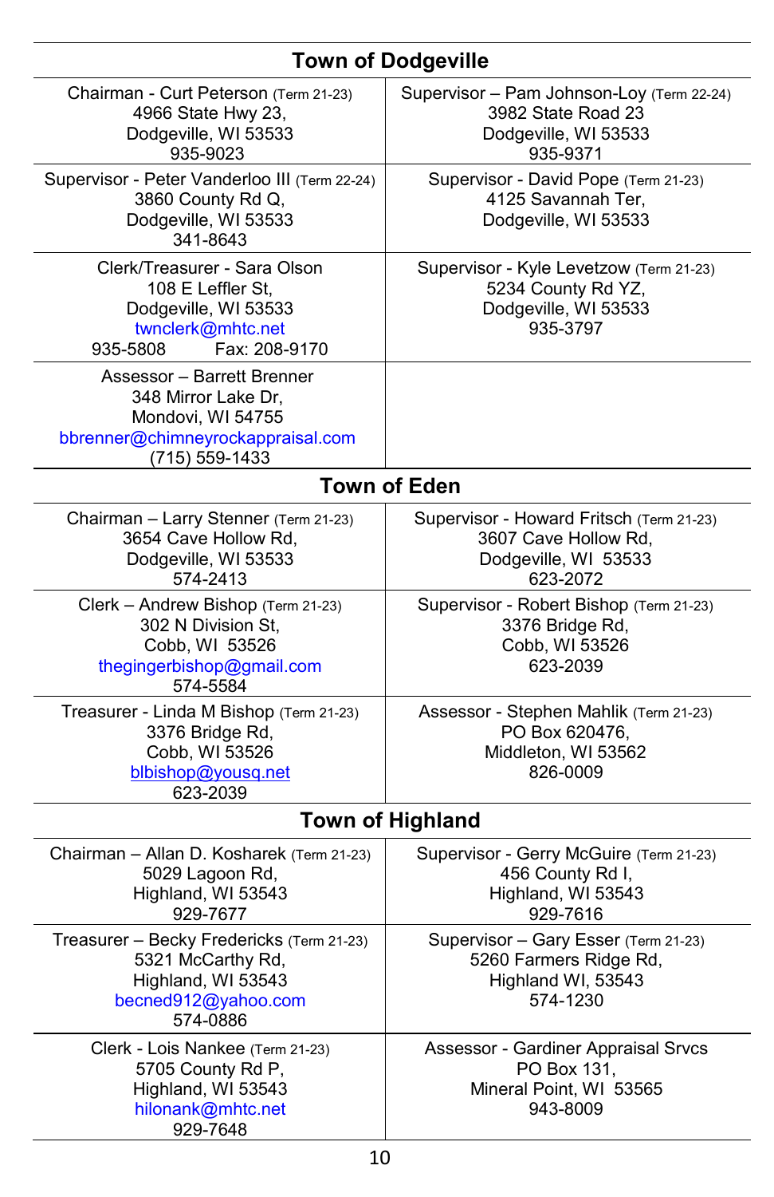## Town of Dodgeville

| | |
|---|---|
| Chairman - Curt Peterson (Term 21-23)<br>4966 State Hwy 23,<br>Dodgeville, WI 53533<br>935-9023 | Supervisor – Pam Johnson-Loy (Term 22-24)<br>3982 State Road 23<br>Dodgeville, WI 53533<br>935-9371 |
| Supervisor - Peter Vanderloo III (Term 22-24)<br>3860 County Rd Q,<br>Dodgeville, WI 53533<br>341-8643 | Supervisor - David Pope (Term 21-23)<br>4125 Savannah Ter,<br>Dodgeville, WI 53533 |
| Clerk/Treasurer - Sara Olson<br>108 E Leffler St,<br>Dodgeville, WI 53533<br>twnclerk@mhtc.net<br>935-5808 Fax: 208-9170 | Supervisor - Kyle Levetzow (Term 21-23)<br>5234 County Rd YZ,<br>Dodgeville, WI 53533<br>935-3797 |
| Assessor – Barrett Brenner<br>348 Mirror Lake Dr,<br>Mondovi, WI 54755<br>bbrenner@chimneyrockappraisal.com<br>(715) 559-1433 | |

## Town of Eden

| | |
|---|---|
| Chairman – Larry Stenner (Term 21-23)<br>3654 Cave Hollow Rd,<br>Dodgeville, WI 53533<br>574-2413 | Supervisor - Howard Fritsch (Term 21-23)<br>3607 Cave Hollow Rd,<br>Dodgeville, WI 53533<br>623-2072 |
| Clerk – Andrew Bishop (Term 21-23)<br>302 N Division St,<br>Cobb, WI 53526<br>thegingerbishop@gmail.com<br>574-5584 | Supervisor - Robert Bishop (Term 21-23)<br>3376 Bridge Rd,<br>Cobb, WI 53526<br>623-2039 |
| Treasurer - Linda M Bishop (Term 21-23)<br>3376 Bridge Rd,<br>Cobb, WI 53526<br>blbishop@yousq.net<br>623-2039 | Assessor - Stephen Mahlik (Term 21-23)<br>PO Box 620476,<br>Middleton, WI 53562<br>826-0009 |

## Town of Highland

| | |
|---|---|
| Chairman – Allan D. Kosharek (Term 21-23)<br>5029 Lagoon Rd,<br>Highland, WI 53543<br>929-7677 | Supervisor - Gerry McGuire (Term 21-23)<br>456 County Rd I,<br>Highland, WI 53543<br>929-7616 |
| Treasurer – Becky Fredericks (Term 21-23)<br>5321 McCarthy Rd,<br>Highland, WI 53543<br>becned912@yahoo.com<br>574-0886 | Supervisor – Gary Esser (Term 21-23)<br>5260 Farmers Ridge Rd,<br>Highland WI, 53543<br>574-1230 |
| Clerk - Lois Nankee (Term 21-23)<br>5705 County Rd P,<br>Highland, WI 53543<br>hilonank@mhtc.net<br>929-7648 | Assessor - Gardiner Appraisal Srvcs<br>PO Box 131,<br>Mineral Point, WI 53565<br>943-8009 |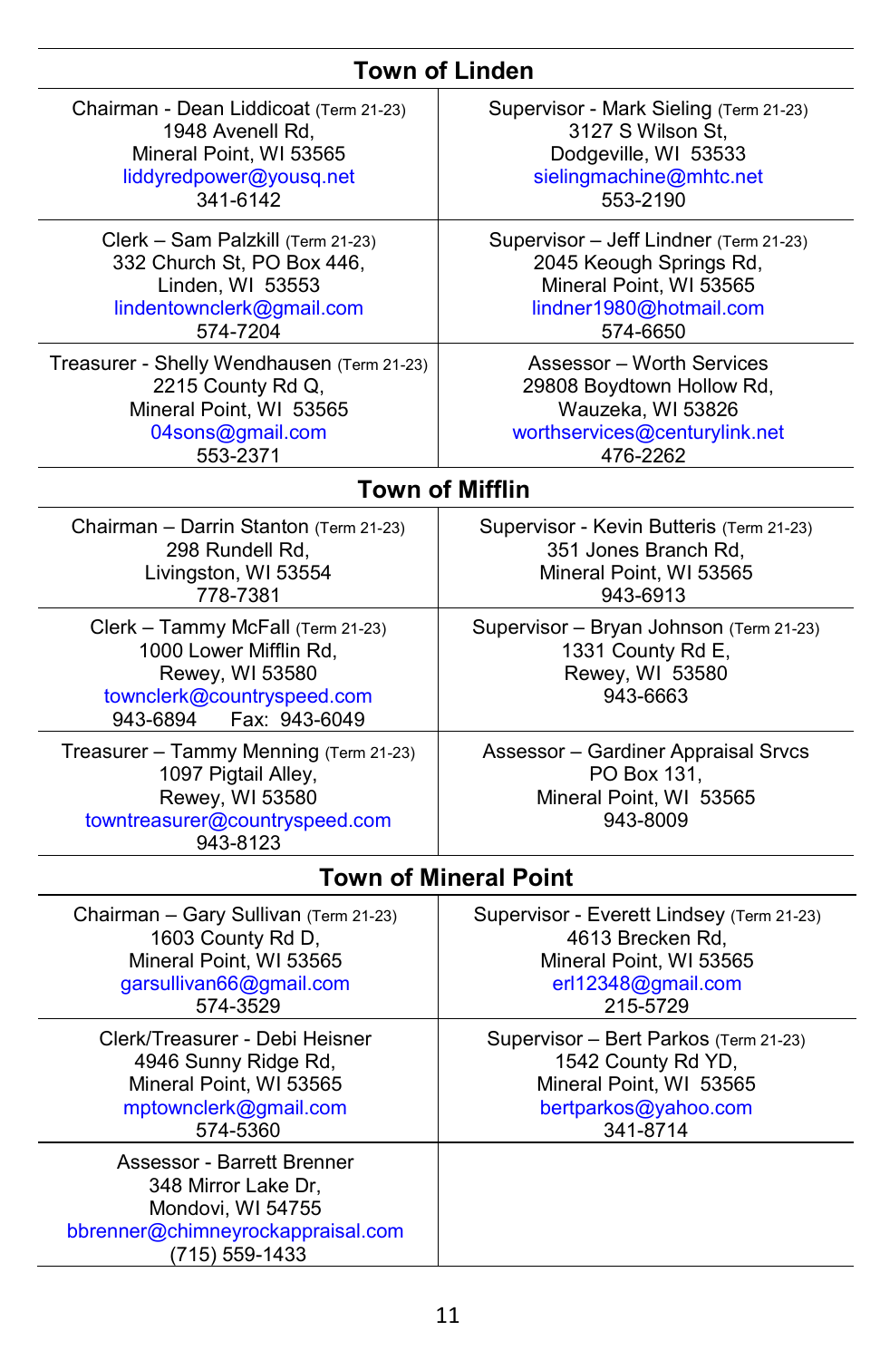## Town of Linden

| | |
|---|---|
| Chairman - Dean Liddicoat (Term 21-23)<br>1948 Avenell Rd,<br>Mineral Point, WI 53565<br>liddyredpower@yousq.net<br>341-6142 | Supervisor - Mark Sieling (Term 21-23)<br>3127 S Wilson St,<br>Dodgeville, WI 53533<br>sielingmachine@mhtc.net<br>553-2190 |
| Clerk – Sam Palzkill (Term 21-23)<br>332 Church St, PO Box 446,<br>Linden, WI 53553<br>lindentownclerk@gmail.com<br>574-7204 | Supervisor – Jeff Lindner (Term 21-23)<br>2045 Keough Springs Rd,<br>Mineral Point, WI 53565<br>lindner1980@hotmail.com<br>574-6650 |
| Treasurer - Shelly Wendhausen (Term 21-23)<br>2215 County Rd Q,<br>Mineral Point, WI 53565<br>04sons@gmail.com<br>553-2371 | Assessor – Worth Services<br>29808 Boydtown Hollow Rd,<br>Wauzeka, WI 53826<br>worthservices@centurylink.net<br>476-2262 |

## Town of Mifflin

| | |
|---|---|
| Chairman – Darrin Stanton (Term 21-23)<br>298 Rundell Rd,<br>Livingston, WI 53554<br>778-7381 | Supervisor - Kevin Butteris (Term 21-23)<br>351 Jones Branch Rd,<br>Mineral Point, WI 53565<br>943-6913 |
| Clerk – Tammy McFall (Term 21-23)<br>1000 Lower Mifflin Rd,<br>Rewey, WI 53580<br>townclerk@countryspeed.com<br>943-6894 Fax: 943-6049 | Supervisor – Bryan Johnson (Term 21-23)<br>1331 County Rd E,<br>Rewey, WI 53580<br>943-6663 |
| Treasurer – Tammy Menning (Term 21-23)<br>1097 Pigtail Alley,<br>Rewey, WI 53580<br>towntreasurer@countryspeed.com<br>943-8123 | Assessor – Gardiner Appraisal Srvcs<br>PO Box 131,<br>Mineral Point, WI 53565<br>943-8009 |

## Town of Mineral Point

| | |
|---|---|
| Chairman – Gary Sullivan (Term 21-23)<br>1603 County Rd D,<br>Mineral Point, WI 53565<br>garsullivan66@gmail.com<br>574-3529 | Supervisor - Everett Lindsey (Term 21-23)<br>4613 Brecken Rd,<br>Mineral Point, WI 53565<br>erl12348@gmail.com<br>215-5729 |
| Clerk/Treasurer - Debi Heisner<br>4946 Sunny Ridge Rd,<br>Mineral Point, WI 53565<br>mptownclerk@gmail.com<br>574-5360 | Supervisor – Bert Parkos (Term 21-23)<br>1542 County Rd YD,<br>Mineral Point, WI 53565<br>bertparkos@yahoo.com<br>341-8714 |
| Assessor - Barrett Brenner<br>348 Mirror Lake Dr,<br>Mondovi, WI 54755<br>bbrenner@chimneyrockappraisal.com<br>(715) 559-1433 | |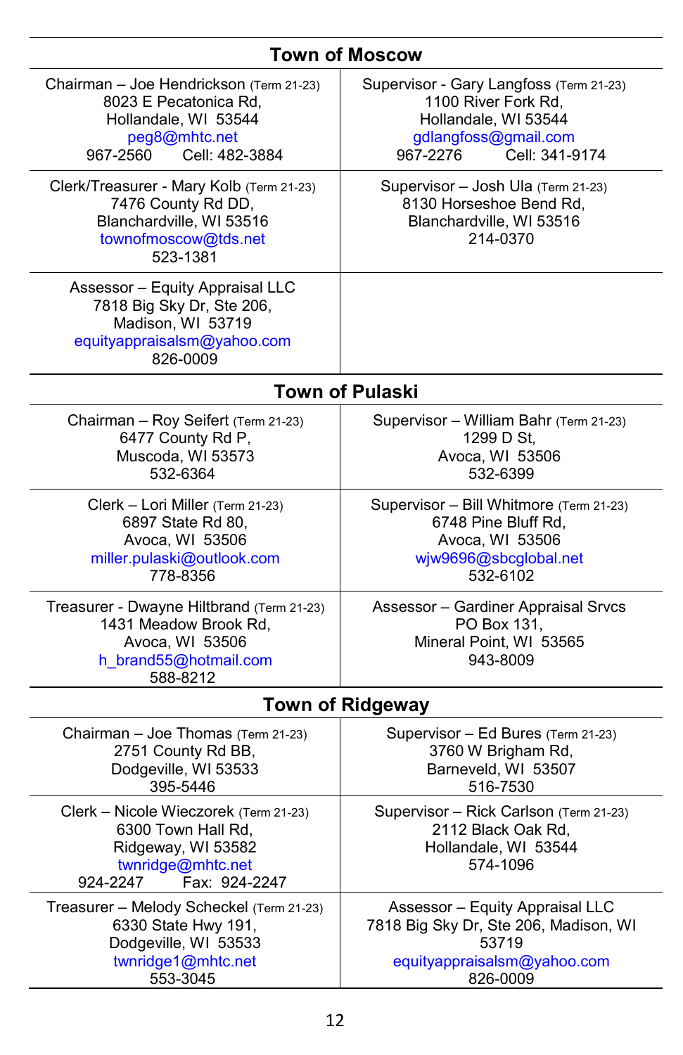## Town of Moscow

| | |
|---|---|
| Chairman – Joe Hendrickson (Term 21-23)<br>8023 E Pecatonica Rd,<br>Hollandale, WI 53544<br>peg8@mhtc.net<br>967-2560 Cell: 482-3884 | Supervisor - Gary Langfoss (Term 21-23)<br>1100 River Fork Rd,<br>Hollandale, WI 53544<br>gdlangfoss@gmail.com<br>967-2276 Cell: 341-9174 |
| Clerk/Treasurer - Mary Kolb (Term 21-23)<br>7476 County Rd DD,<br>Blanchardville, WI 53516<br>townofmoscow@tds.net<br>523-1381 | Supervisor – Josh Ula (Term 21-23)<br>8130 Horseshoe Bend Rd,<br>Blanchardville, WI 53516<br>214-0370 |
| Assessor – Equity Appraisal LLC<br>7818 Big Sky Dr, Ste 206,<br>Madison, WI 53719<br>equityappraisalsm@yahoo.com<br>826-0009 | |

## Town of Pulaski

| | |
|---|---|
| Chairman – Roy Seifert (Term 21-23)<br>6477 County Rd P,<br>Muscoda, WI 53573<br>532-6364 | Supervisor – William Bahr (Term 21-23)<br>1299 D St,<br>Avoca, WI 53506<br>532-6399 |
| Clerk – Lori Miller (Term 21-23)<br>6897 State Rd 80,<br>Avoca, WI 53506<br>miller.pulaski@outlook.com<br>778-8356 | Supervisor – Bill Whitmore (Term 21-23)<br>6748 Pine Bluff Rd,<br>Avoca, WI 53506<br>wjw9696@sbcglobal.net<br>532-6102 |
| Treasurer - Dwayne Hiltbrand (Term 21-23)<br>1431 Meadow Brook Rd,<br>Avoca, WI 53506<br>h_brand55@hotmail.com<br>588-8212 | Assessor – Gardiner Appraisal Srvcs<br>PO Box 131,<br>Mineral Point, WI 53565<br>943-8009 |

## Town of Ridgeway

| | |
|---|---|
| Chairman – Joe Thomas (Term 21-23)<br>2751 County Rd BB,<br>Dodgeville, WI 53533<br>395-5446 | Supervisor – Ed Bures (Term 21-23)<br>3760 W Brigham Rd,<br>Barneveld, WI 53507<br>516-7530 |
| Clerk – Nicole Wieczorek (Term 21-23)<br>6300 Town Hall Rd,<br>Ridgeway, WI 53582<br>twnridge@mhtc.net<br>924-2247 Fax: 924-2247 | Supervisor – Rick Carlson (Term 21-23)<br>2112 Black Oak Rd,<br>Hollandale, WI 53544<br>574-1096 |
| Treasurer – Melody Scheckel (Term 21-23)<br>6330 State Hwy 191,<br>Dodgeville, WI 53533<br>twnridge1@mhtc.net<br>553-3045 | Assessor – Equity Appraisal LLC<br>7818 Big Sky Dr, Ste 206, Madison, WI<br>53719<br>equityappraisalsm@yahoo.com<br>826-0009 |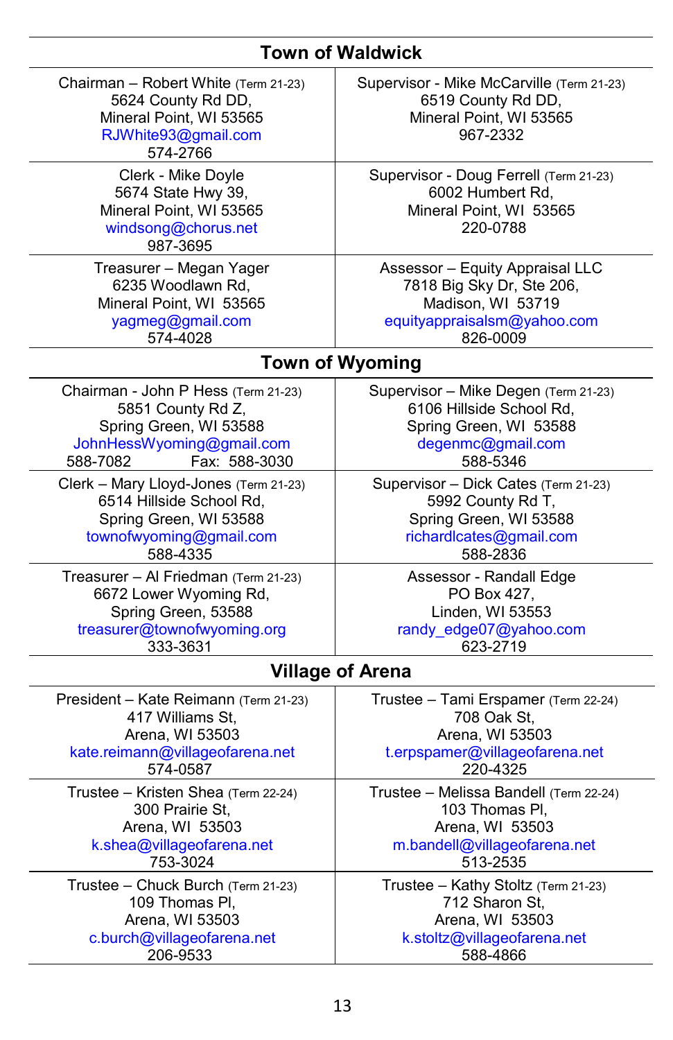## Town of Waldwick

| | |
|---|---|
| Chairman – Robert White (Term 21-23)<br>5624 County Rd DD,<br>Mineral Point, WI 53565<br>RJWhite93@gmail.com<br>574-2766 | Supervisor - Mike McCarville (Term 21-23)<br>6519 County Rd DD,<br>Mineral Point, WI 53565<br>967-2332 |
| Clerk - Mike Doyle<br>5674 State Hwy 39,<br>Mineral Point, WI 53565<br>windsong@chorus.net<br>987-3695 | Supervisor - Doug Ferrell (Term 21-23)<br>6002 Humbert Rd,<br>Mineral Point, WI 53565<br>220-0788 |
| Treasurer – Megan Yager<br>6235 Woodlawn Rd,<br>Mineral Point, WI 53565<br>yagmeg@gmail.com<br>574-4028 | Assessor – Equity Appraisal LLC<br>7818 Big Sky Dr, Ste 206,<br>Madison, WI 53719<br>equityappraisalsm@yahoo.com<br>826-0009 |

## Town of Wyoming

| | |
|---|---|
| Chairman - John P Hess (Term 21-23)<br>5851 County Rd Z,<br>Spring Green, WI 53588<br>JohnHessWyoming@gmail.com<br>588-7082 Fax: 588-3030 | Supervisor – Mike Degen (Term 21-23)<br>6106 Hillside School Rd,<br>Spring Green, WI 53588<br>degenmc@gmail.com<br>588-5346 |
| Clerk – Mary Lloyd-Jones (Term 21-23)<br>6514 Hillside School Rd,<br>Spring Green, WI 53588<br>townofwyoming@gmail.com<br>588-4335 | Supervisor – Dick Cates (Term 21-23)<br>5992 County Rd T,<br>Spring Green, WI 53588<br>richardlcates@gmail.com<br>588-2836 |
| Treasurer – Al Friedman (Term 21-23)<br>6672 Lower Wyoming Rd,<br>Spring Green, 53588<br>treasurer@townofwyoming.org<br>333-3631 | Assessor - Randall Edge<br>PO Box 427,<br>Linden, WI 53553<br>randy_edge07@yahoo.com<br>623-2719 |

## Village of Arena

| | |
|---|---|
| President – Kate Reimann (Term 21-23)<br>417 Williams St,<br>Arena, WI 53503<br>kate.reimann@villageofarena.net<br>574-0587 | Trustee – Tami Erspamer (Term 22-24)<br>708 Oak St,<br>Arena, WI 53503<br>t.erpspamer@villageofarena.net<br>220-4325 |
| Trustee – Kristen Shea (Term 22-24)<br>300 Prairie St,<br>Arena, WI 53503<br>k.shea@villageofarena.net<br>753-3024 | Trustee – Melissa Bandell (Term 22-24)<br>103 Thomas Pl,<br>Arena, WI 53503<br>m.bandell@villageofarena.net<br>513-2535 |
| Trustee – Chuck Burch (Term 21-23)<br>109 Thomas Pl,<br>Arena, WI 53503<br>c.burch@villageofarena.net<br>206-9533 | Trustee – Kathy Stoltz (Term 21-23)<br>712 Sharon St,<br>Arena, WI 53503<br>k.stoltz@villageofarena.net<br>588-4866 |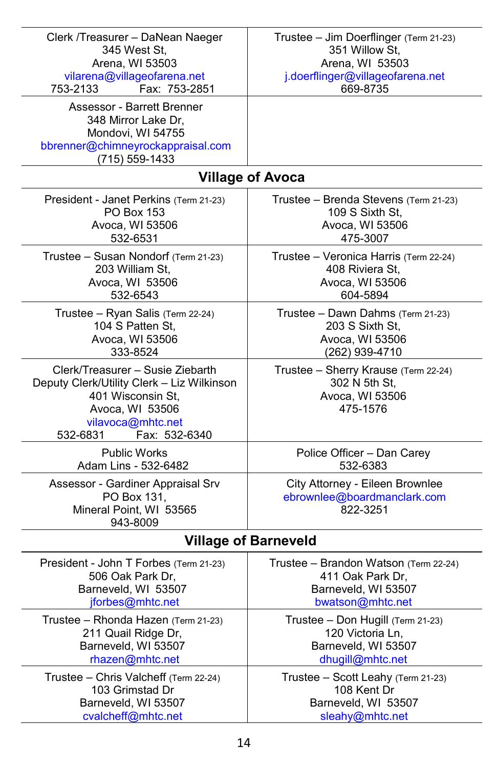| | |
|---|---|
| Clerk /Treasurer – DaNean Naeger<br>345 West St,<br>Arena, WI 53503<br>vilarena@villageofarena.net<br>753-2133 Fax: 753-2851 | Trustee – Jim Doerflinger (Term 21-23)<br>351 Willow St,<br>Arena, WI 53503<br>j.doerflinger@villageofarena.net<br>669-8735 |
| Assessor - Barrett Brenner<br>348 Mirror Lake Dr,<br>Mondovi, WI 54755<br>bbrenner@chimneyrockappraisal.com<br>(715) 559-1433 | |

## Village of Avoca

| | |
|---|---|
| President - Janet Perkins (Term 21-23)<br>PO Box 153<br>Avoca, WI 53506<br>532-6531 | Trustee – Brenda Stevens (Term 21-23)<br>109 S Sixth St,<br>Avoca, WI 53506<br>475-3007 |
| Trustee – Susan Nondorf (Term 21-23)<br>203 William St,<br>Avoca, WI 53506<br>532-6543 | Trustee – Veronica Harris (Term 22-24)<br>408 Riviera St,<br>Avoca, WI 53506<br>604-5894 |
| Trustee – Ryan Salis (Term 22-24)<br>104 S Patten St,<br>Avoca, WI 53506<br>333-8524 | Trustee – Dawn Dahms (Term 21-23)<br>203 S Sixth St,<br>Avoca, WI 53506<br>(262) 939-4710 |
| Clerk/Treasurer – Susie Ziebarth<br>Deputy Clerk/Utility Clerk – Liz Wilkinson<br>401 Wisconsin St,<br>Avoca, WI 53506<br>vilavoca@mhtc.net<br>532-6831 Fax: 532-6340 | Trustee – Sherry Krause (Term 22-24)<br>302 N 5th St,<br>Avoca, WI 53506<br>475-1576 |
| Public Works<br>Adam Lins - 532-6482 | Police Officer – Dan Carey<br>532-6383 |
| Assessor - Gardiner Appraisal Srv<br>PO Box 131,<br>Mineral Point, WI 53565<br>943-8009 | City Attorney - Eileen Brownlee<br>ebrownlee@boardmanclark.com<br>822-3251 |

## Village of Barneveld

| | |
|---|---|
| President - John T Forbes (Term 21-23)<br>506 Oak Park Dr,<br>Barneveld, WI 53507<br>jforbes@mhtc.net | Trustee – Brandon Watson (Term 22-24)<br>411 Oak Park Dr,<br>Barneveld, WI 53507<br>bwatson@mhtc.net |
| Trustee – Rhonda Hazen (Term 21-23)<br>211 Quail Ridge Dr,<br>Barneveld, WI 53507<br>rhazen@mhtc.net | Trustee – Don Hugill (Term 21-23)<br>120 Victoria Ln,<br>Barneveld, WI 53507<br>dhugill@mhtc.net |
| Trustee – Chris Valcheff (Term 22-24)<br>103 Grimstad Dr<br>Barneveld, WI 53507<br>cvalcheff@mhtc.net | Trustee – Scott Leahy (Term 21-23)<br>108 Kent Dr<br>Barneveld, WI 53507<br>sleahy@mhtc.net |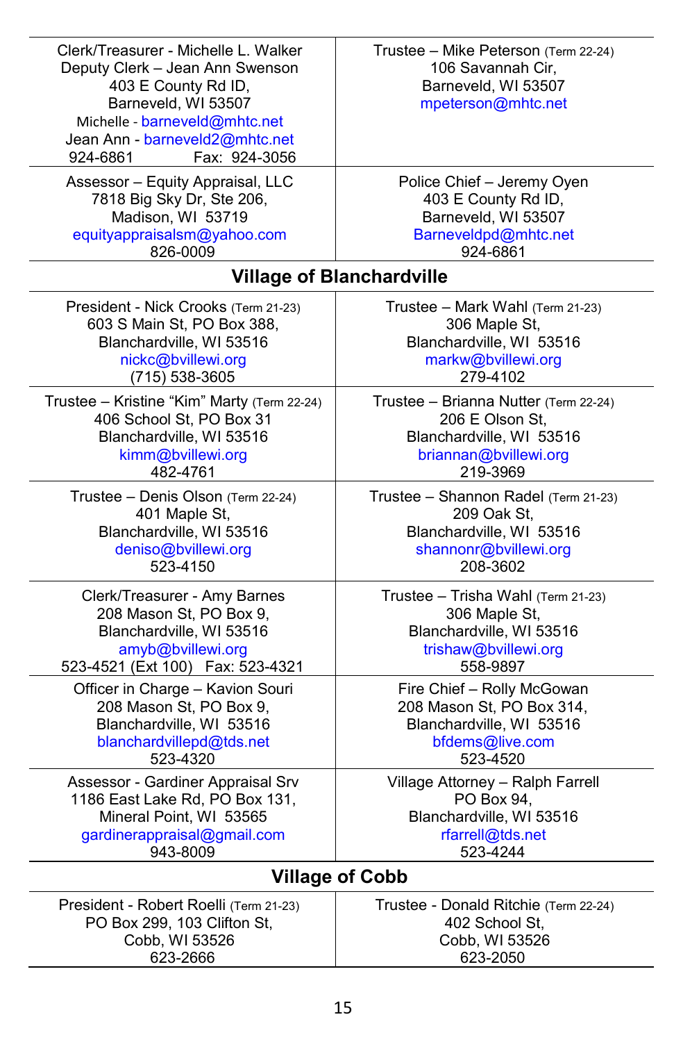| | |
|---|---|
| Clerk/Treasurer - Michelle L. Walker<br>Deputy Clerk – Jean Ann Swenson<br>403 E County Rd ID,<br>Barneveld, WI 53507<br>Michelle - barneveld@mhtc.net<br>Jean Ann - barneveld2@mhtc.net<br>924-6861 Fax: 924-3056 | Trustee – Mike Peterson (Term 22-24)<br>106 Savannah Cir,<br>Barneveld, WI 53507<br>mpeterson@mhtc.net |
| Assessor – Equity Appraisal, LLC<br>7818 Big Sky Dr, Ste 206,<br>Madison, WI 53719<br>equityappraisalsm@yahoo.com<br>826-0009 | Police Chief – Jeremy Oyen<br>403 E County Rd ID,<br>Barneveld, WI 53507<br>Barneveldpd@mhtc.net<br>924-6861 |

## Village of Blanchardville

| | |
|---|---|
| President - Nick Crooks (Term 21-23)<br>603 S Main St, PO Box 388,<br>Blanchardville, WI 53516<br>nickc@bvillewi.org<br>(715) 538-3605 | Trustee – Mark Wahl (Term 21-23)<br>306 Maple St,<br>Blanchardville, WI 53516<br>markw@bvillewi.org<br>279-4102 |
| Trustee – Kristine "Kim" Marty (Term 22-24)<br>406 School St, PO Box 31<br>Blanchardville, WI 53516<br>kimm@bvillewi.org<br>482-4761 | Trustee – Brianna Nutter (Term 22-24)<br>206 E Olson St,<br>Blanchardville, WI 53516<br>briannan@bvillewi.org<br>219-3969 |
| Trustee – Denis Olson (Term 22-24)<br>401 Maple St,<br>Blanchardville, WI 53516<br>deniso@bvillewi.org<br>523-4150 | Trustee – Shannon Radel (Term 21-23)<br>209 Oak St,<br>Blanchardville, WI 53516<br>shannonr@bvillewi.org<br>208-3602 |
| Clerk/Treasurer - Amy Barnes<br>208 Mason St, PO Box 9,<br>Blanchardville, WI 53516<br>amyb@bvillewi.org<br>523-4521 (Ext 100) Fax: 523-4321 | Trustee – Trisha Wahl (Term 21-23)<br>306 Maple St,<br>Blanchardville, WI 53516<br>trishaw@bvillewi.org<br>558-9897 |
| Officer in Charge – Kavion Souri<br>208 Mason St, PO Box 9,<br>Blanchardville, WI 53516<br>blanchardvillepd@tds.net<br>523-4320 | Fire Chief – Rolly McGowan<br>208 Mason St, PO Box 314,<br>Blanchardville, WI 53516<br>bfdems@live.com<br>523-4520 |
| Assessor - Gardiner Appraisal Srv<br>1186 East Lake Rd, PO Box 131,<br>Mineral Point, WI 53565<br>gardinerappraisal@gmail.com<br>943-8009 | Village Attorney – Ralph Farrell<br>PO Box 94,<br>Blanchardville, WI 53516<br>rfarrell@tds.net<br>523-4244 |

## Village of Cobb

| | |
|---|---|
| President - Robert Roelli (Term 21-23)<br>PO Box 299, 103 Clifton St,<br>Cobb, WI 53526<br>623-2666 | Trustee - Donald Ritchie (Term 22-24)<br>402 School St,<br>Cobb, WI 53526<br>623-2050 |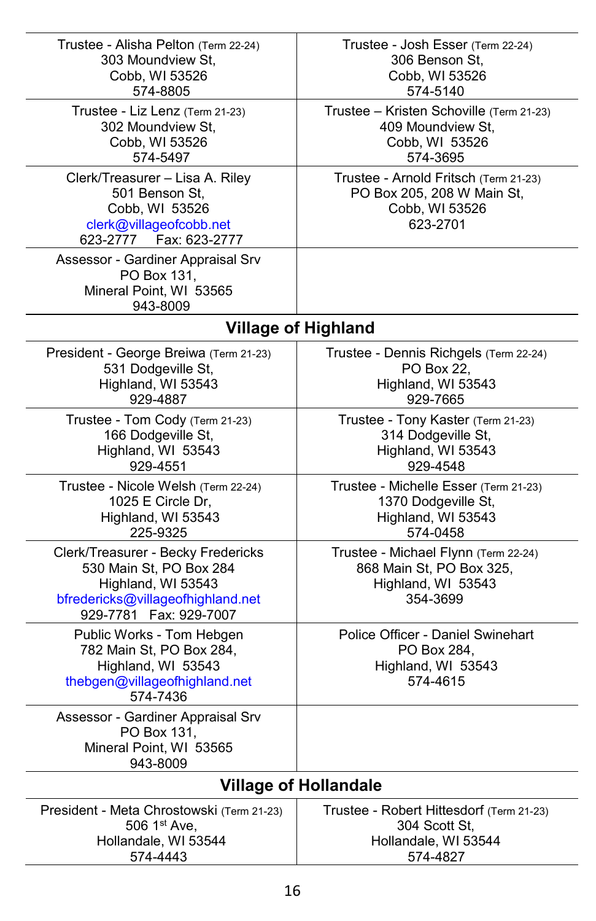| | |
|---|---|
| Trustee - Alisha Pelton (Term 22-24)<br>303 Moundview St,<br>Cobb, WI 53526<br>574-8805 | Trustee - Josh Esser (Term 22-24)<br>306 Benson St,<br>Cobb, WI 53526<br>574-5140 |
| Trustee - Liz Lenz (Term 21-23)<br>302 Moundview St,<br>Cobb, WI 53526<br>574-5497 | Trustee – Kristen Schoville (Term 21-23)<br>409 Moundview St,<br>Cobb, WI 53526<br>574-3695 |
| Clerk/Treasurer – Lisa A. Riley<br>501 Benson St,<br>Cobb, WI 53526<br>clerk@villageofcobb.net<br>623-2777 Fax: 623-2777 | Trustee - Arnold Fritsch (Term 21-23)<br>PO Box 205, 208 W Main St,<br>Cobb, WI 53526<br>623-2701 |
| Assessor - Gardiner Appraisal Srv<br>PO Box 131,<br>Mineral Point, WI 53565<br>943-8009 | |

## Village of Highland

| | |
|---|---|
| President - George Breiwa (Term 21-23)<br>531 Dodgeville St,<br>Highland, WI 53543<br>929-4887 | Trustee - Dennis Richgels (Term 22-24)<br>PO Box 22,<br>Highland, WI 53543<br>929-7665 |
| Trustee - Tom Cody (Term 21-23)<br>166 Dodgeville St,<br>Highland, WI 53543<br>929-4551 | Trustee - Tony Kaster (Term 21-23)<br>314 Dodgeville St,<br>Highland, WI 53543<br>929-4548 |
| Trustee - Nicole Welsh (Term 22-24)<br>1025 E Circle Dr,<br>Highland, WI 53543<br>225-9325 | Trustee - Michelle Esser (Term 21-23)<br>1370 Dodgeville St,<br>Highland, WI 53543<br>574-0458 |
| Clerk/Treasurer - Becky Fredericks<br>530 Main St, PO Box 284<br>Highland, WI 53543<br>bfredericks@villageofhighland.net<br>929-7781 Fax: 929-7007 | Trustee - Michael Flynn (Term 22-24)<br>868 Main St, PO Box 325,<br>Highland, WI 53543<br>354-3699 |
| Public Works - Tom Hebgen<br>782 Main St, PO Box 284,<br>Highland, WI 53543<br>thebgen@villageofhighland.net<br>574-7436 | Police Officer - Daniel Swinehart<br>PO Box 284,<br>Highland, WI 53543<br>574-4615 |
| Assessor - Gardiner Appraisal Srv<br>PO Box 131,<br>Mineral Point, WI 53565<br>943-8009 | |

## Village of Hollandale

| | |
|---|---|
| President - Meta Chrostowski (Term 21-23)<br>506 1st Ave,<br>Hollandale, WI 53544<br>574-4443 | Trustee - Robert Hittesdorf (Term 21-23)<br>304 Scott St,<br>Hollandale, WI 53544<br>574-4827 |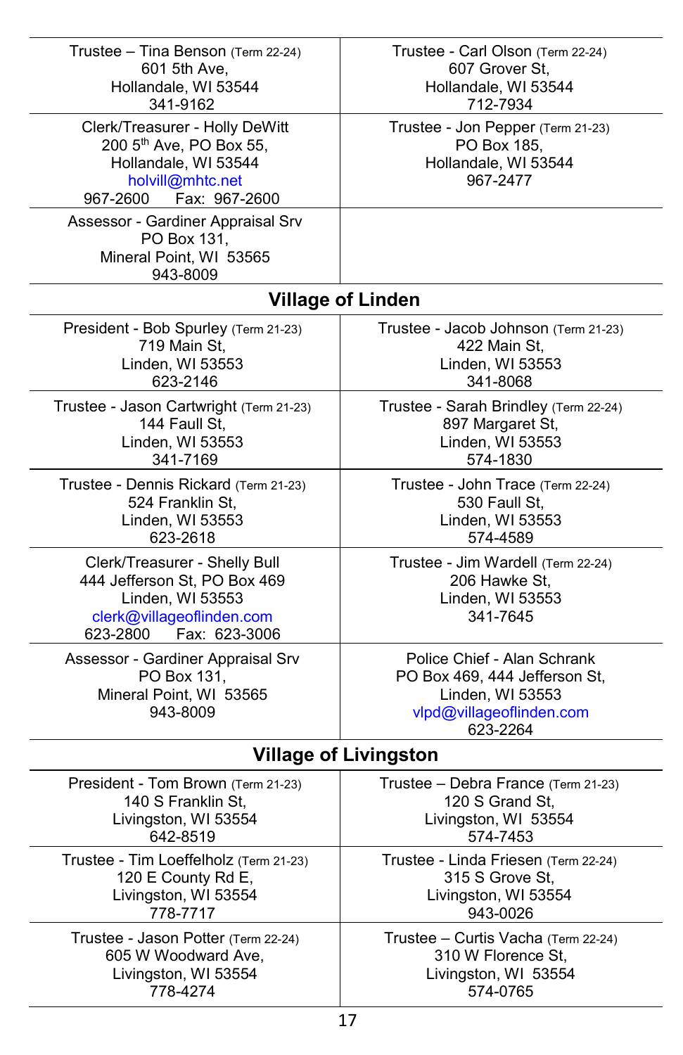| | |
|---|---|
| Trustee – Tina Benson (Term 22-24)<br>601 5th Ave,<br>Hollandale, WI 53544<br>341-9162 | Trustee - Carl Olson (Term 22-24)<br>607 Grover St,<br>Hollandale, WI 53544<br>712-7934 |
| Clerk/Treasurer - Holly DeWitt<br>200 5th Ave, PO Box 55,<br>Hollandale, WI 53544<br>holvill@mhtc.net<br>967-2600 Fax: 967-2600 | Trustee - Jon Pepper (Term 21-23)<br>PO Box 185,<br>Hollandale, WI 53544<br>967-2477 |
| Assessor - Gardiner Appraisal Srv<br>PO Box 131,<br>Mineral Point, WI 53565<br>943-8009 | |

## Village of Linden

| | |
|---|---|
| President - Bob Spurley (Term 21-23)<br>719 Main St,<br>Linden, WI 53553<br>623-2146 | Trustee - Jacob Johnson (Term 21-23)<br>422 Main St,<br>Linden, WI 53553<br>341-8068 |
| Trustee - Jason Cartwright (Term 21-23)<br>144 Faull St,<br>Linden, WI 53553<br>341-7169 | Trustee - Sarah Brindley (Term 22-24)<br>897 Margaret St,<br>Linden, WI 53553<br>574-1830 |
| Trustee - Dennis Rickard (Term 21-23)<br>524 Franklin St,<br>Linden, WI 53553<br>623-2618 | Trustee - John Trace (Term 22-24)<br>530 Faull St,<br>Linden, WI 53553<br>574-4589 |
| Clerk/Treasurer - Shelly Bull<br>444 Jefferson St, PO Box 469<br>Linden, WI 53553<br>clerk@villageoflinden.com<br>623-2800 Fax: 623-3006 | Trustee - Jim Wardell (Term 22-24)<br>206 Hawke St,<br>Linden, WI 53553<br>341-7645 |
| Assessor - Gardiner Appraisal Srv<br>PO Box 131,<br>Mineral Point, WI 53565<br>943-8009 | Police Chief - Alan Schrank<br>PO Box 469, 444 Jefferson St,<br>Linden, WI 53553<br>vlpd@villageoflinden.com<br>623-2264 |

## Village of Livingston

| | |
|---|---|
| President - Tom Brown (Term 21-23)<br>140 S Franklin St,<br>Livingston, WI 53554<br>642-8519 | Trustee – Debra France (Term 21-23)<br>120 S Grand St,<br>Livingston, WI 53554<br>574-7453 |
| Trustee - Tim Loeffelholz (Term 21-23)<br>120 E County Rd E,<br>Livingston, WI 53554<br>778-7717 | Trustee - Linda Friesen (Term 22-24)<br>315 S Grove St,<br>Livingston, WI 53554<br>943-0026 |
| Trustee - Jason Potter (Term 22-24)<br>605 W Woodward Ave,<br>Livingston, WI 53554<br>778-4274 | Trustee – Curtis Vacha (Term 22-24)<br>310 W Florence St,<br>Livingston, WI 53554<br>574-0765 |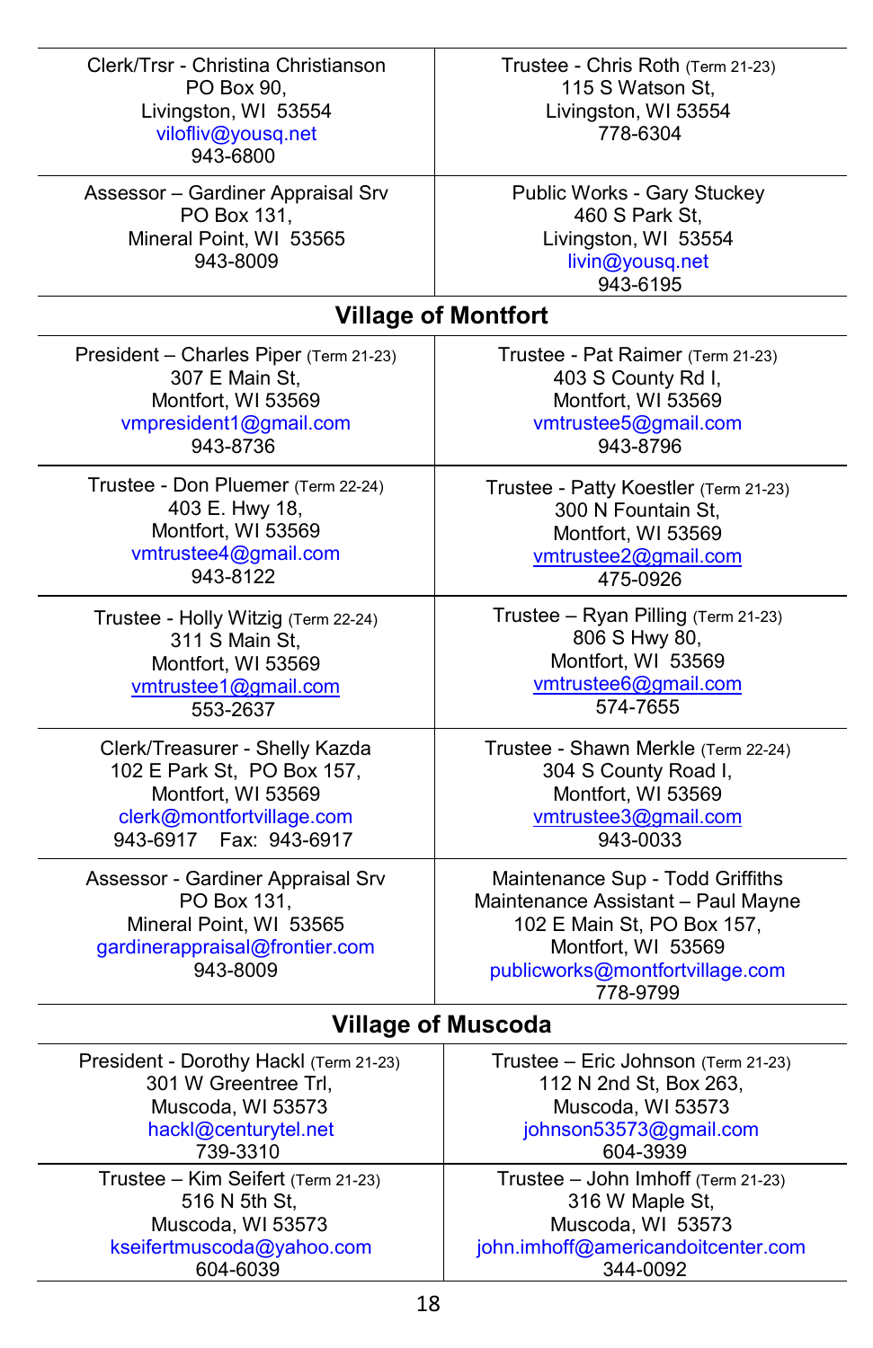| | |
|---|---|
| Clerk/Trsr - Christina Christianson<br>PO Box 90,<br>Livingston, WI 53554<br>vilofliv@yousq.net<br>943-6800 | Trustee - Chris Roth (Term 21-23)<br>115 S Watson St,<br>Livingston, WI 53554<br>778-6304 |
| Assessor – Gardiner Appraisal Srv<br>PO Box 131,<br>Mineral Point, WI 53565<br>943-8009 | Public Works - Gary Stuckey<br>460 S Park St,<br>Livingston, WI 53554<br>livin@yousq.net<br>943-6195 |

## Village of Montfort

| | |
|---|---|
| President – Charles Piper (Term 21-23)<br>307 E Main St,<br>Montfort, WI 53569<br>vmpresident1@gmail.com<br>943-8736 | Trustee - Pat Raimer (Term 21-23)<br>403 S County Rd I,<br>Montfort, WI 53569<br>vmtrustee5@gmail.com<br>943-8796 |
| Trustee - Don Pluemer (Term 22-24)<br>403 E. Hwy 18,<br>Montfort, WI 53569<br>vmtrustee4@gmail.com<br>943-8122 | Trustee - Patty Koestler (Term 21-23)<br>300 N Fountain St,<br>Montfort, WI 53569<br>vmtrustee2@gmail.com<br>475-0926 |
| Trustee - Holly Witzig (Term 22-24)<br>311 S Main St,<br>Montfort, WI 53569<br>vmtrustee1@gmail.com<br>553-2637 | Trustee – Ryan Pilling (Term 21-23)<br>806 S Hwy 80,<br>Montfort, WI 53569<br>vmtrustee6@gmail.com<br>574-7655 |
| Clerk/Treasurer - Shelly Kazda<br>102 E Park St, PO Box 157,<br>Montfort, WI 53569<br>clerk@montfortvillage.com<br>943-6917 Fax: 943-6917 | Trustee - Shawn Merkle (Term 22-24)<br>304 S County Road I,<br>Montfort, WI 53569<br>vmtrustee3@gmail.com<br>943-0033 |
| Assessor - Gardiner Appraisal Srv<br>PO Box 131,<br>Mineral Point, WI 53565<br>gardinerappraisal@frontier.com<br>943-8009 | Maintenance Sup - Todd Griffiths<br>Maintenance Assistant – Paul Mayne<br>102 E Main St, PO Box 157,<br>Montfort, WI 53569<br>publicworks@montfortvillage.com<br>778-9799 |

## Village of Muscoda

| | |
|---|---|
| President - Dorothy Hackl (Term 21-23)<br>301 W Greentree Trl,<br>Muscoda, WI 53573<br>hackl@centurytel.net<br>739-3310 | Trustee – Eric Johnson (Term 21-23)<br>112 N 2nd St, Box 263,<br>Muscoda, WI 53573<br>johnson53573@gmail.com<br>604-3939 |
| Trustee – Kim Seifert (Term 21-23)<br>516 N 5th St,<br>Muscoda, WI 53573<br>kseifertmuscoda@yahoo.com<br>604-6039 | Trustee – John Imhoff (Term 21-23)<br>316 W Maple St,<br>Muscoda, WI 53573<br>john.imhoff@americandoitcenter.com<br>344-0092 |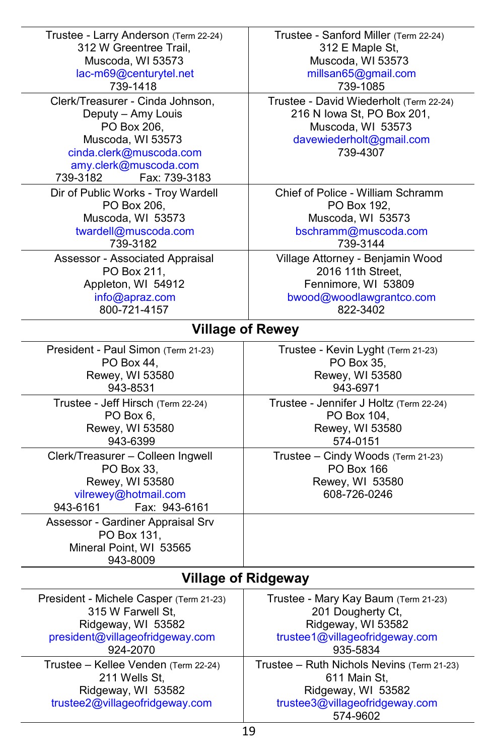| | |
|---|---|
| Trustee - Larry Anderson (Term 22-24)<br>312 W Greentree Trail,<br>Muscoda, WI 53573<br>lac-m69@centurytel.net<br>739-1418 | Trustee - Sanford Miller (Term 22-24)<br>312 E Maple St,<br>Muscoda, WI 53573<br>millsan65@gmail.com<br>739-1085 |
| Clerk/Treasurer - Cinda Johnson,<br>Deputy – Amy Louis<br>PO Box 206,<br>Muscoda, WI 53573<br>cinda.clerk@muscoda.com<br>amy.clerk@muscoda.com<br>739-3182 Fax: 739-3183 | Trustee - David Wiederholt (Term 22-24)<br>216 N Iowa St, PO Box 201,<br>Muscoda, WI 53573<br>davewiederholt@gmail.com<br>739-4307 |
| Dir of Public Works - Troy Wardell<br>PO Box 206,<br>Muscoda, WI 53573<br>twardell@muscoda.com<br>739-3182 | Chief of Police - William Schramm<br>PO Box 192,<br>Muscoda, WI 53573<br>bschramm@muscoda.com<br>739-3144 |
| Assessor - Associated Appraisal<br>PO Box 211,<br>Appleton, WI 54912<br>info@apraz.com<br>800-721-4157 | Village Attorney - Benjamin Wood<br>2016 11th Street,<br>Fennimore, WI 53809<br>bwood@woodlawgrantco.com<br>822-3402 |

## Village of Rewey

| | |
|---|---|
| President - Paul Simon (Term 21-23)<br>PO Box 44,<br>Rewey, WI 53580<br>943-8531 | Trustee - Kevin Lyght (Term 21-23)<br>PO Box 35,<br>Rewey, WI 53580<br>943-6971 |
| Trustee - Jeff Hirsch (Term 22-24)<br>PO Box 6,<br>Rewey, WI 53580<br>943-6399 | Trustee - Jennifer J Holtz (Term 22-24)<br>PO Box 104,<br>Rewey, WI 53580<br>574-0151 |
| Clerk/Treasurer – Colleen Ingwell<br>PO Box 33,<br>Rewey, WI 53580<br>vilrewey@hotmail.com<br>943-6161 Fax: 943-6161 | Trustee – Cindy Woods (Term 21-23)<br>PO Box 166<br>Rewey, WI 53580<br>608-726-0246 |
| Assessor - Gardiner Appraisal Srv<br>PO Box 131,<br>Mineral Point, WI 53565<br>943-8009 | |

## Village of Ridgeway

| | |
|---|---|
| President - Michele Casper (Term 21-23)<br>315 W Farwell St,<br>Ridgeway, WI 53582<br>president@villageofridgeway.com<br>924-2070 | Trustee - Mary Kay Baum (Term 21-23)<br>201 Dougherty Ct,<br>Ridgeway, WI 53582<br>trustee1@villageofridgeway.com<br>935-5834 |
| Trustee – Kellee Venden (Term 22-24)<br>211 Wells St,<br>Ridgeway, WI 53582<br>trustee2@villageofridgeway.com | Trustee – Ruth Nichols Nevins (Term 21-23)<br>611 Main St,<br>Ridgeway, WI 53582<br>trustee3@villageofridgeway.com<br>574-9602 |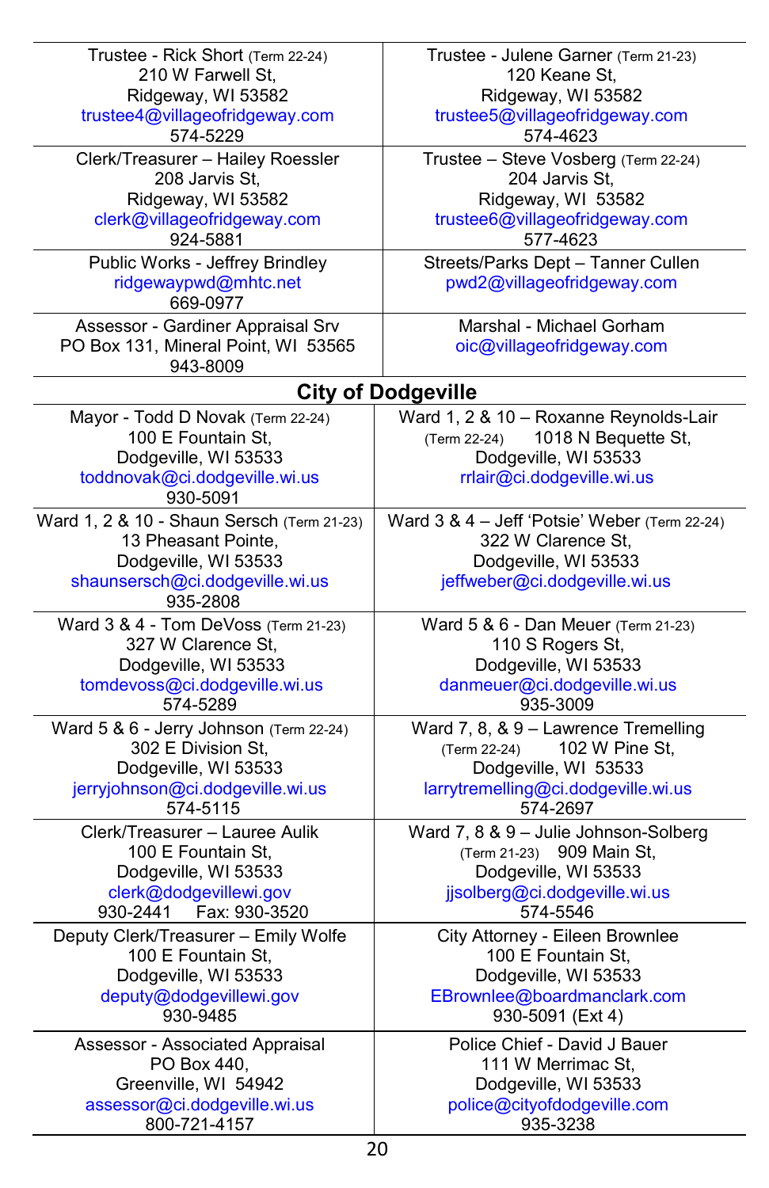| | |
|---|---|
| Trustee - Rick Short (Term 22-24)<br>210 W Farwell St,<br>Ridgeway, WI 53582<br>trustee4@villageofridgeway.com<br>574-5229 | Trustee - Julene Garner (Term 21-23)<br>120 Keane St,<br>Ridgeway, WI 53582<br>trustee5@villageofridgeway.com<br>574-4623 |
| Clerk/Treasurer – Hailey Roessler<br>208 Jarvis St,<br>Ridgeway, WI 53582<br>clerk@villageofridgeway.com<br>924-5881 | Trustee – Steve Vosberg (Term 22-24)<br>204 Jarvis St,<br>Ridgeway, WI 53582<br>trustee6@villageofridgeway.com<br>577-4623 |
| Public Works - Jeffrey Brindley<br>ridgewaypwd@mhtc.net<br>669-0977 | Streets/Parks Dept – Tanner Cullen<br>pwd2@villageofridgeway.com |
| Assessor - Gardiner Appraisal Srv<br>PO Box 131, Mineral Point, WI 53565<br>943-8009 | Marshal - Michael Gorham<br>oic@villageofridgeway.com |

## City of Dodgeville

| | |
|---|---|
| Mayor - Todd D Novak (Term 22-24)<br>100 E Fountain St,<br>Dodgeville, WI 53533<br>toddnovak@ci.dodgeville.wi.us<br>930-5091 | Ward 1, 2 & 10 – Roxanne Reynolds-Lair<br>(Term 22-24) 1018 N Bequette St,<br>Dodgeville, WI 53533<br>rrlair@ci.dodgeville.wi.us |
| Ward 1, 2 & 10 - Shaun Sersch (Term 21-23)<br>13 Pheasant Pointe,<br>Dodgeville, WI 53533<br>shaunsersch@ci.dodgeville.wi.us<br>935-2808 | Ward 3 & 4 – Jeff 'Potsie' Weber (Term 22-24)<br>322 W Clarence St,<br>Dodgeville, WI 53533<br>jeffweber@ci.dodgeville.wi.us |
| Ward 3 & 4 - Tom DeVoss (Term 21-23)<br>327 W Clarence St,<br>Dodgeville, WI 53533<br>tomdevoss@ci.dodgeville.wi.us<br>574-5289 | Ward 5 & 6 - Dan Meuer (Term 21-23)<br>110 S Rogers St,<br>Dodgeville, WI 53533<br>danmeuer@ci.dodgeville.wi.us<br>935-3009 |
| Ward 5 & 6 - Jerry Johnson (Term 22-24)<br>302 E Division St,<br>Dodgeville, WI 53533<br>jerryjohnson@ci.dodgeville.wi.us<br>574-5115 | Ward 7, 8, & 9 – Lawrence Tremelling<br>(Term 22-24) 102 W Pine St,<br>Dodgeville, WI 53533<br>larrytremelling@ci.dodgeville.wi.us<br>574-2697 |
| Clerk/Treasurer – Lauree Aulik<br>100 E Fountain St,<br>Dodgeville, WI 53533<br>clerk@dodgevillewi.gov<br>930-2441 Fax: 930-3520 | Ward 7, 8 & 9 – Julie Johnson-Solberg<br>(Term 21-23) 909 Main St,<br>Dodgeville, WI 53533<br>jjsolberg@ci.dodgeville.wi.us<br>574-5546 |
| Deputy Clerk/Treasurer – Emily Wolfe<br>100 E Fountain St,<br>Dodgeville, WI 53533<br>deputy@dodgevillewi.gov<br>930-9485 | City Attorney - Eileen Brownlee<br>100 E Fountain St,<br>Dodgeville, WI 53533<br>EBrownlee@boardmanclark.com<br>930-5091 (Ext 4) |
| Assessor - Associated Appraisal<br>PO Box 440,<br>Greenville, WI 54942<br>assessor@ci.dodgeville.wi.us<br>800-721-4157 | Police Chief - David J Bauer<br>111 W Merrimac St,<br>Dodgeville, WI 53533<br>police@cityofdodgeville.com<br>935-3238 |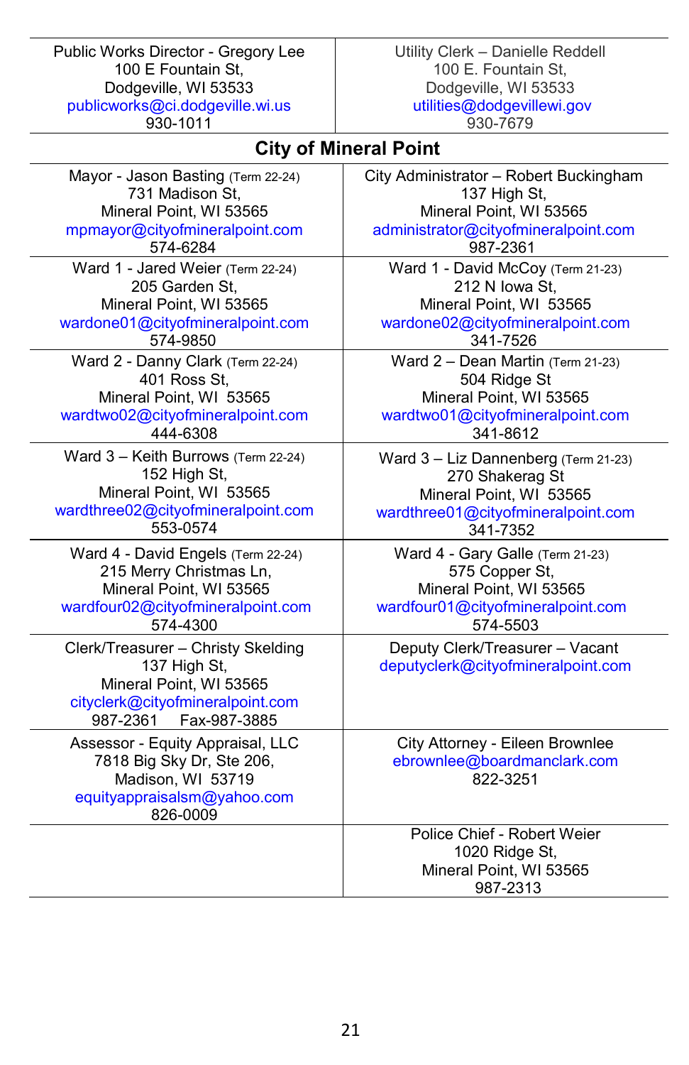| Public Works Director - Gregory Lee<br>100 E Fountain St,<br>Dodgeville, WI 53533<br>publicworks@ci.dodgeville.wi.us<br>930-1011 | Utility Clerk – Danielle Reddell<br>100 E. Fountain St,<br>Dodgeville, WI 53533<br>utilities@dodgevillewi.gov<br>930-7679 |
|---|---|

## City of Mineral Point

| | |
|---|---|
| Mayor - Jason Basting (Term 22-24)<br>731 Madison St,<br>Mineral Point, WI 53565<br>mpmayor@cityofmineralpoint.com<br>574-6284 | City Administrator – Robert Buckingham<br>137 High St,<br>Mineral Point, WI 53565<br>administrator@cityofmineralpoint.com<br>987-2361 |
| Ward 1 - Jared Weier (Term 22-24)<br>205 Garden St,<br>Mineral Point, WI 53565<br>wardone01@cityofmineralpoint.com<br>574-9850 | Ward 1 - David McCoy (Term 21-23)<br>212 N Iowa St,<br>Mineral Point, WI 53565<br>wardone02@cityofmineralpoint.com<br>341-7526 |
| Ward 2 - Danny Clark (Term 22-24)<br>401 Ross St,<br>Mineral Point, WI 53565<br>wardtwo02@cityofmineralpoint.com<br>444-6308 | Ward 2 – Dean Martin (Term 21-23)<br>504 Ridge St<br>Mineral Point, WI 53565<br>wardtwo01@cityofmineralpoint.com<br>341-8612 |
| Ward 3 – Keith Burrows (Term 22-24)<br>152 High St,<br>Mineral Point, WI 53565<br>wardthree02@cityofmineralpoint.com<br>553-0574 | Ward 3 – Liz Dannenberg (Term 21-23)<br>270 Shakerag St<br>Mineral Point, WI 53565<br>wardthree01@cityofmineralpoint.com<br>341-7352 |
| Ward 4 - David Engels (Term 22-24)<br>215 Merry Christmas Ln,<br>Mineral Point, WI 53565<br>wardfour02@cityofmineralpoint.com<br>574-4300 | Ward 4 - Gary Galle (Term 21-23)<br>575 Copper St,<br>Mineral Point, WI 53565<br>wardfour01@cityofmineralpoint.com<br>574-5503 |
| Clerk/Treasurer – Christy Skelding<br>137 High St,<br>Mineral Point, WI 53565<br>cityclerk@cityofmineralpoint.com<br>987-2361 Fax-987-3885 | Deputy Clerk/Treasurer – Vacant<br>deputyclerk@cityofmineralpoint.com |
| Assessor - Equity Appraisal, LLC<br>7818 Big Sky Dr, Ste 206,<br>Madison, WI 53719<br>equityappraisalsm@yahoo.com<br>826-0009 | City Attorney - Eileen Brownlee<br>ebrownlee@boardmanclark.com<br>822-3251 |
| | Police Chief - Robert Weier<br>1020 Ridge St,<br>Mineral Point, WI 53565<br>987-2313 |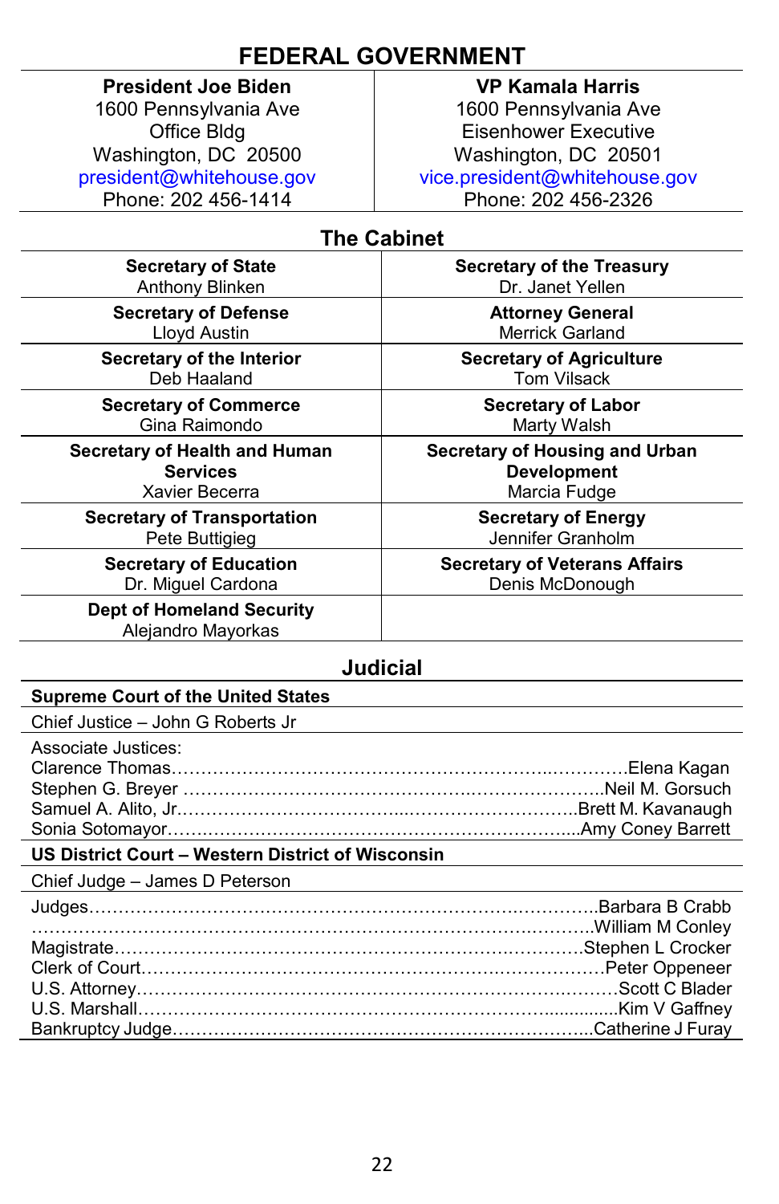# FEDERAL GOVERNMENT

| **President Joe Biden** | **VP Kamala Harris** |
|---|---|
| 1600 Pennsylvania Ave<br>Office Bldg<br>Washington, DC 20500<br>president@whitehouse.gov<br>Phone: 202 456-1414 | 1600 Pennsylvania Ave<br>Eisenhower Executive<br>Washington, DC 20501<br>vice.president@whitehouse.gov<br>Phone: 202 456-2326 |

## The Cabinet

| | |
|---|---|
| **Secretary of State**<br>Anthony Blinken | **Secretary of the Treasury**<br>Dr. Janet Yellen |
| **Secretary of Defense**<br>Lloyd Austin | **Attorney General**<br>Merrick Garland |
| **Secretary of the Interior**<br>Deb Haaland | **Secretary of Agriculture**<br>Tom Vilsack |
| **Secretary of Commerce**<br>Gina Raimondo | **Secretary of Labor**<br>Marty Walsh |
| **Secretary of Health and Human Services**<br>Xavier Becerra | **Secretary of Housing and Urban Development**<br>Marcia Fudge |
| **Secretary of Transportation**<br>Pete Buttigieg | **Secretary of Energy**<br>Jennifer Granholm |
| **Secretary of Education**<br>Dr. Miguel Cardona | **Secretary of Veterans Affairs**<br>Denis McDonough |
| **Dept of Homeland Security**<br>Alejandro Mayorkas | |

## Judicial

### Supreme Court of the United States

Chief Justice – John G Roberts Jr

Associate Justices:

Clarence Thomas……Elena Kagan
Stephen G. Breyer……Neil M. Gorsuch
Samuel A. Alito, Jr.……Brett M. Kavanaugh
Sonia Sotomayor……Amy Coney Barrett

### US District Court – Western District of Wisconsin

Chief Judge – James D Peterson

Judges……Barbara B Crabb
……William M Conley
Magistrate……Stephen L Crocker
Clerk of Court……Peter Oppeneer
U.S. Attorney……Scott C Blader
U.S. Marshall……Kim V Gaffney
Bankruptcy Judge……Catherine J Furay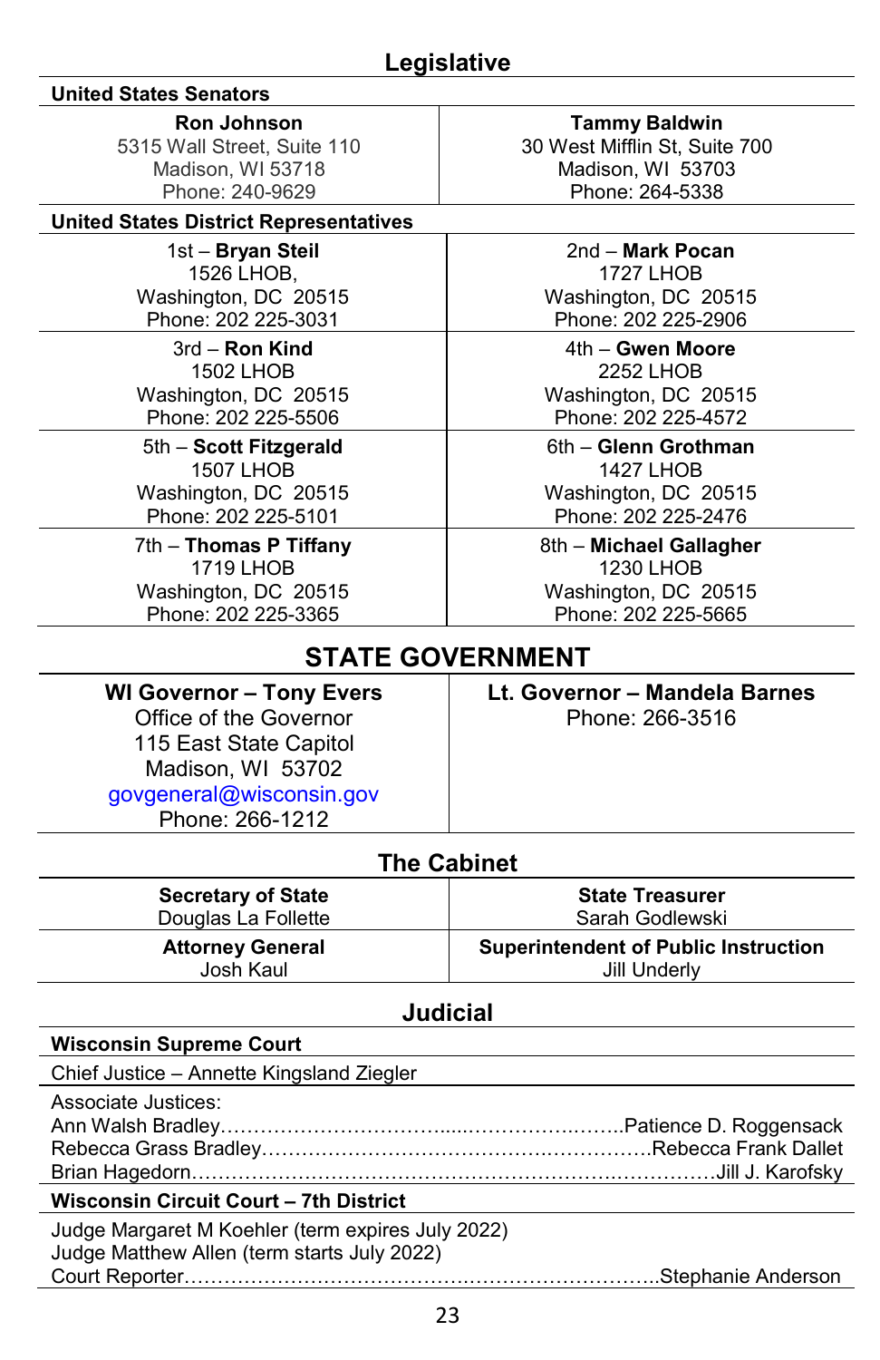## Legislative

### United States Senators

| Ron Johnson | Tammy Baldwin |
|---|---|
| 5315 Wall Street, Suite 110<br>Madison, WI 53718<br>Phone: 240-9629 | 30 West Mifflin St, Suite 700<br>Madison, WI 53703<br>Phone: 264-5338 |

### United States District Representatives

| | |
|---|---|
| 1st – **Bryan Steil**<br>1526 LHOB,<br>Washington, DC 20515<br>Phone: 202 225-3031 | 2nd – **Mark Pocan**<br>1727 LHOB<br>Washington, DC 20515<br>Phone: 202 225-2906 |
| 3rd – **Ron Kind**<br>1502 LHOB<br>Washington, DC 20515<br>Phone: 202 225-5506 | 4th – **Gwen Moore**<br>2252 LHOB<br>Washington, DC 20515<br>Phone: 202 225-4572 |
| 5th – **Scott Fitzgerald**<br>1507 LHOB<br>Washington, DC 20515<br>Phone: 202 225-5101 | 6th – **Glenn Grothman**<br>1427 LHOB<br>Washington, DC 20515<br>Phone: 202 225-2476 |
| 7th – **Thomas P Tiffany**<br>1719 LHOB<br>Washington, DC 20515<br>Phone: 202 225-3365 | 8th – **Michael Gallagher**<br>1230 LHOB<br>Washington, DC 20515<br>Phone: 202 225-5665 |

## STATE GOVERNMENT

| WI Governor – Tony Evers | Lt. Governor – Mandela Barnes |
|---|---|
| Office of the Governor<br>115 East State Capitol<br>Madison, WI 53702<br>govgeneral@wisconsin.gov<br>Phone: 266-1212 | Phone: 266-3516 |

### The Cabinet

| | |
|---|---|
| **Secretary of State**<br>Douglas La Follette | **State Treasurer**<br>Sarah Godlewski |
| **Attorney General**<br>Josh Kaul | **Superintendent of Public Instruction**<br>Jill Underly |

## Judicial

### Wisconsin Supreme Court

Chief Justice – Annette Kingsland Ziegler

Associate Justices:
Ann Walsh Bradley……………………………………………….Patience D. Roggensack
Rebecca Grass Bradley………………………………………………Rebecca Frank Dallet
Brian Hagedorn……………………………………………………………Jill J. Karofsky

### Wisconsin Circuit Court – 7th District

Judge Margaret M Koehler (term expires July 2022)
Judge Matthew Allen (term starts July 2022)
Court Reporter……………………………………………………………..Stephanie Anderson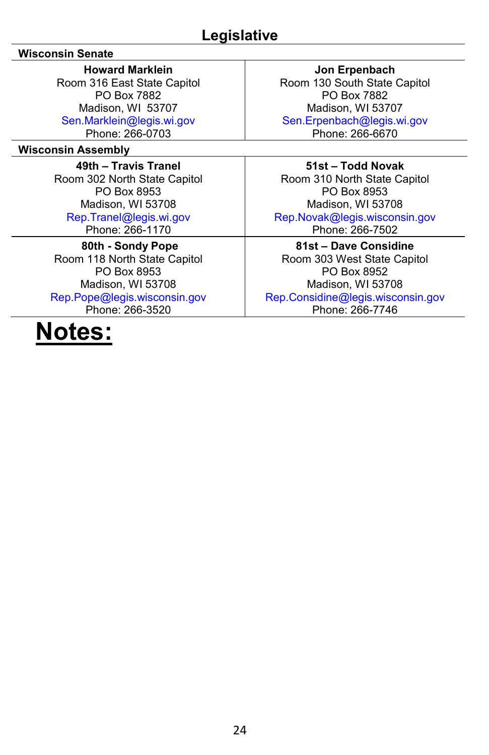# Legislative

| Wisconsin Senate | |
|---|---|
| **Howard Marklein**<br>Room 316 East State Capitol<br>PO Box 7882<br>Madison, WI 53707<br>Sen.Marklein@legis.wi.gov<br>Phone: 266-0703 | **Jon Erpenbach**<br>Room 130 South State Capitol<br>PO Box 7882<br>Madison, WI 53707<br>Sen.Erpenbach@legis.wi.gov<br>Phone: 266-6670 |

| Wisconsin Assembly | |
|---|---|
| **49th – Travis Tranel**<br>Room 302 North State Capitol<br>PO Box 8953<br>Madison, WI 53708<br>Rep.Tranel@legis.wi.gov<br>Phone: 266-1170 | **51st – Todd Novak**<br>Room 310 North State Capitol<br>PO Box 8953<br>Madison, WI 53708<br>Rep.Novak@legis.wisconsin.gov<br>Phone: 266-7502 |
| **80th - Sondy Pope**<br>Room 118 North State Capitol<br>PO Box 8953<br>Madison, WI 53708<br>Rep.Pope@legis.wisconsin.gov<br>Phone: 266-3520 | **81st – Dave Considine**<br>Room 303 West State Capitol<br>PO Box 8952<br>Madison, WI 53708<br>Rep.Considine@legis.wisconsin.gov<br>Phone: 266-7746 |

# Notes: